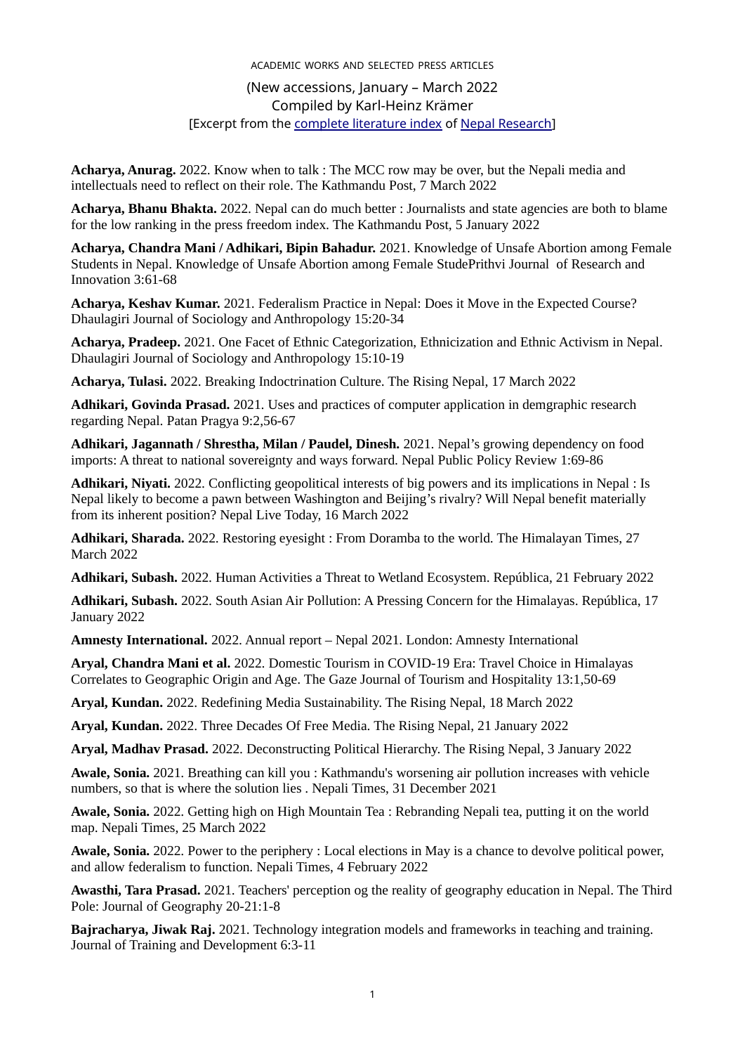ACADEMIC WORKS AND SELECTED PRESS ARTICLES

(New accessions, January – March 2022
Compiled by Karl-Heinz Krämer
[Excerpt from the complete literature index of Nepal Research]

**Acharya, Anurag.** 2022. Know when to talk : The MCC row may be over, but the Nepali media and intellectuals need to reflect on their role. The Kathmandu Post, 7 March 2022

**Acharya, Bhanu Bhakta.** 2022. Nepal can do much better : Journalists and state agencies are both to blame for the low ranking in the press freedom index. The Kathmandu Post, 5 January 2022

**Acharya, Chandra Mani / Adhikari, Bipin Bahadur.** 2021. Knowledge of Unsafe Abortion among Female Students in Nepal. Knowledge of Unsafe Abortion among Female StudePrithvi Journal of Research and Innovation 3:61-68

**Acharya, Keshav Kumar.** 2021. Federalism Practice in Nepal: Does it Move in the Expected Course? Dhaulagiri Journal of Sociology and Anthropology 15:20-34

**Acharya, Pradeep.** 2021. One Facet of Ethnic Categorization, Ethnicization and Ethnic Activism in Nepal. Dhaulagiri Journal of Sociology and Anthropology 15:10-19

**Acharya, Tulasi.** 2022. Breaking Indoctrination Culture. The Rising Nepal, 17 March 2022

**Adhikari, Govinda Prasad.** 2021. Uses and practices of computer application in demgraphic research regarding Nepal. Patan Pragya 9:2,56-67

**Adhikari, Jagannath / Shrestha, Milan / Paudel, Dinesh.** 2021. Nepal's growing dependency on food imports: A threat to national sovereignty and ways forward. Nepal Public Policy Review 1:69-86

**Adhikari, Niyati.** 2022. Conflicting geopolitical interests of big powers and its implications in Nepal : Is Nepal likely to become a pawn between Washington and Beijing's rivalry? Will Nepal benefit materially from its inherent position? Nepal Live Today, 16 March 2022

**Adhikari, Sharada.** 2022. Restoring eyesight : From Doramba to the world. The Himalayan Times, 27 March 2022

**Adhikari, Subash.** 2022. Human Activities a Threat to Wetland Ecosystem. República, 21 February 2022

**Adhikari, Subash.** 2022. South Asian Air Pollution: A Pressing Concern for the Himalayas. República, 17 January 2022

**Amnesty International.** 2022. Annual report – Nepal 2021. London: Amnesty International

**Aryal, Chandra Mani et al.** 2022. Domestic Tourism in COVID-19 Era: Travel Choice in Himalayas Correlates to Geographic Origin and Age. The Gaze Journal of Tourism and Hospitality 13:1,50-69

**Aryal, Kundan.** 2022. Redefining Media Sustainability. The Rising Nepal, 18 March 2022

**Aryal, Kundan.** 2022. Three Decades Of Free Media. The Rising Nepal, 21 January 2022

**Aryal, Madhav Prasad.** 2022. Deconstructing Political Hierarchy. The Rising Nepal, 3 January 2022

**Awale, Sonia.** 2021. Breathing can kill you : Kathmandu's worsening air pollution increases with vehicle numbers, so that is where the solution lies . Nepali Times, 31 December 2021

**Awale, Sonia.** 2022. Getting high on High Mountain Tea : Rebranding Nepali tea, putting it on the world map. Nepali Times, 25 March 2022

**Awale, Sonia.** 2022. Power to the periphery : Local elections in May is a chance to devolve political power, and allow federalism to function. Nepali Times, 4 February 2022

**Awasthi, Tara Prasad.** 2021. Teachers' perception og the reality of geography education in Nepal. The Third Pole: Journal of Geography 20-21:1-8

**Bajracharya, Jiwak Raj.** 2021. Technology integration models and frameworks in teaching and training. Journal of Training and Development 6:3-11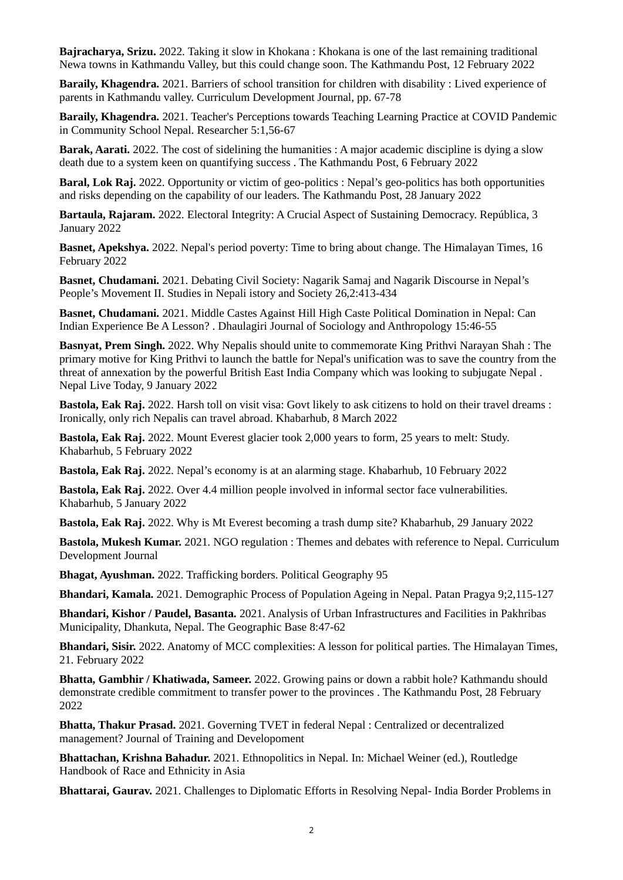**Bajracharya, Srizu.** 2022. Taking it slow in Khokana : Khokana is one of the last remaining traditional Newa towns in Kathmandu Valley, but this could change soon. The Kathmandu Post, 12 February 2022

**Baraily, Khagendra.** 2021. Barriers of school transition for children with disability : Lived experience of parents in Kathmandu valley. Curriculum Development Journal, pp. 67-78

**Baraily, Khagendra.** 2021. Teacher's Perceptions towards Teaching Learning Practice at COVID Pandemic in Community School Nepal. Researcher 5:1,56-67

**Barak, Aarati.** 2022. The cost of sidelining the humanities : A major academic discipline is dying a slow death due to a system keen on quantifying success . The Kathmandu Post, 6 February 2022

**Baral, Lok Raj.** 2022. Opportunity or victim of geo-politics : Nepal's geo-politics has both opportunities and risks depending on the capability of our leaders. The Kathmandu Post, 28 January 2022

**Bartaula, Rajaram.** 2022. Electoral Integrity: A Crucial Aspect of Sustaining Democracy. República, 3 January 2022

**Basnet, Apekshya.** 2022. Nepal's period poverty: Time to bring about change. The Himalayan Times, 16 February 2022

**Basnet, Chudamani.** 2021. Debating Civil Society: Nagarik Samaj and Nagarik Discourse in Nepal's People's Movement II. Studies in Nepali istory and Society 26,2:413-434

**Basnet, Chudamani.** 2021. Middle Castes Against Hill High Caste Political Domination in Nepal: Can Indian Experience Be A Lesson? . Dhaulagiri Journal of Sociology and Anthropology 15:46-55

**Basnyat, Prem Singh.** 2022. Why Nepalis should unite to commemorate King Prithvi Narayan Shah : The primary motive for King Prithvi to launch the battle for Nepal's unification was to save the country from the threat of annexation by the powerful British East India Company which was looking to subjugate Nepal . Nepal Live Today, 9 January 2022

**Bastola, Eak Raj.** 2022. Harsh toll on visit visa: Govt likely to ask citizens to hold on their travel dreams : Ironically, only rich Nepalis can travel abroad. Khabarhub, 8 March 2022

**Bastola, Eak Raj.** 2022. Mount Everest glacier took 2,000 years to form, 25 years to melt: Study. Khabarhub, 5 February 2022

**Bastola, Eak Raj.** 2022. Nepal's economy is at an alarming stage. Khabarhub, 10 February 2022

**Bastola, Eak Raj.** 2022. Over 4.4 million people involved in informal sector face vulnerabilities. Khabarhub, 5 January 2022

**Bastola, Eak Raj.** 2022. Why is Mt Everest becoming a trash dump site? Khabarhub, 29 January 2022

**Bastola, Mukesh Kumar.** 2021. NGO regulation : Themes and debates with reference to Nepal. Curriculum Development Journal

**Bhagat, Ayushman.** 2022. Trafficking borders. Political Geography 95

**Bhandari, Kamala.** 2021. Demographic Process of Population Ageing in Nepal. Patan Pragya 9;2,115-127

**Bhandari, Kishor / Paudel, Basanta.** 2021. Analysis of Urban Infrastructures and Facilities in Pakhribas Municipality, Dhankuta, Nepal. The Geographic Base 8:47-62

**Bhandari, Sisir.** 2022. Anatomy of MCC complexities: A lesson for political parties. The Himalayan Times, 21. February 2022

**Bhatta, Gambhir / Khatiwada, Sameer.** 2022. Growing pains or down a rabbit hole? Kathmandu should demonstrate credible commitment to transfer power to the provinces . The Kathmandu Post, 28 February 2022

**Bhatta, Thakur Prasad.** 2021. Governing TVET in federal Nepal : Centralized or decentralized management? Journal of Training and Developoment

**Bhattachan, Krishna Bahadur.** 2021. Ethnopolitics in Nepal. In: Michael Weiner (ed.), Routledge Handbook of Race and Ethnicity in Asia

**Bhattarai, Gaurav.** 2021. Challenges to Diplomatic Efforts in Resolving Nepal- India Border Problems in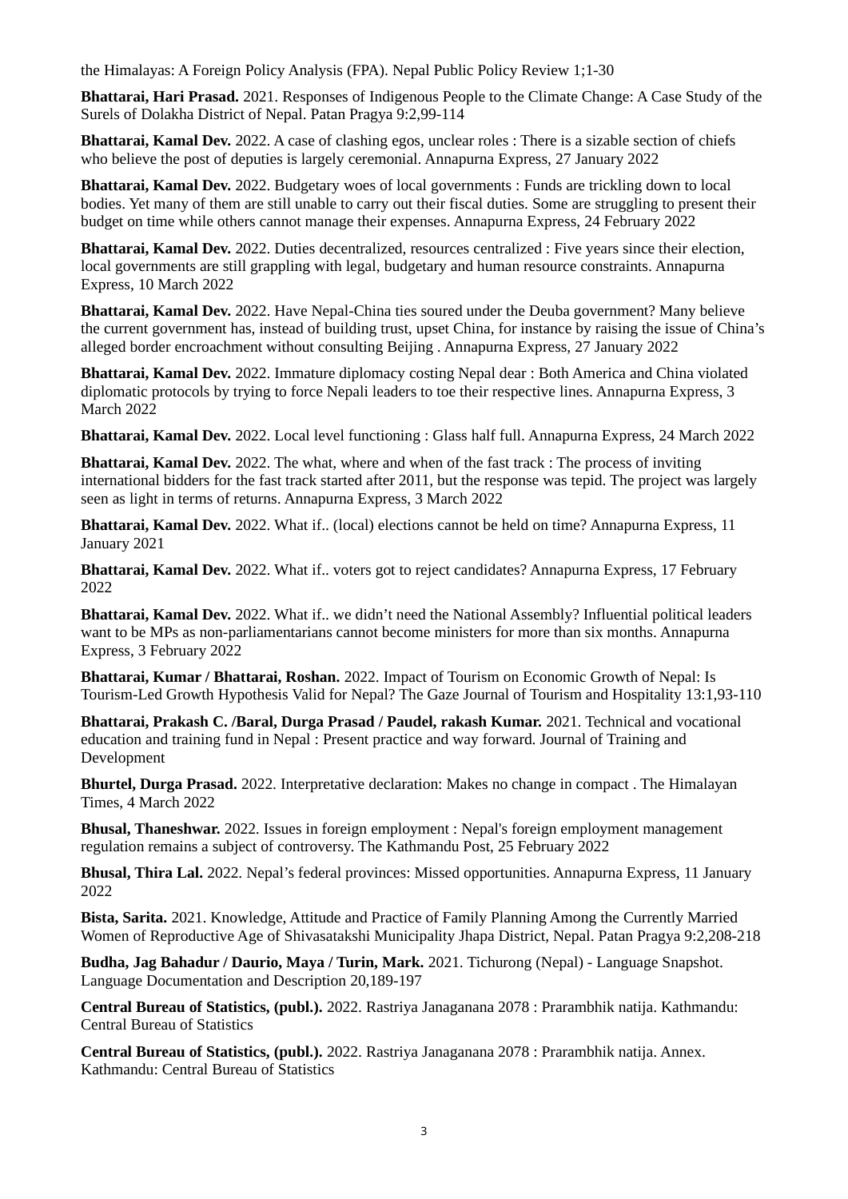the Himalayas: A Foreign Policy Analysis (FPA). Nepal Public Policy Review 1;1-30

**Bhattarai, Hari Prasad.** 2021. Responses of Indigenous People to the Climate Change: A Case Study of the Surels of Dolakha District of Nepal. Patan Pragya 9:2,99-114

**Bhattarai, Kamal Dev.** 2022. A case of clashing egos, unclear roles : There is a sizable section of chiefs who believe the post of deputies is largely ceremonial. Annapurna Express, 27 January 2022

**Bhattarai, Kamal Dev.** 2022. Budgetary woes of local governments : Funds are trickling down to local bodies. Yet many of them are still unable to carry out their fiscal duties. Some are struggling to present their budget on time while others cannot manage their expenses. Annapurna Express, 24 February 2022

**Bhattarai, Kamal Dev.** 2022. Duties decentralized, resources centralized : Five years since their election, local governments are still grappling with legal, budgetary and human resource constraints. Annapurna Express, 10 March 2022

**Bhattarai, Kamal Dev.** 2022. Have Nepal-China ties soured under the Deuba government? Many believe the current government has, instead of building trust, upset China, for instance by raising the issue of China's alleged border encroachment without consulting Beijing . Annapurna Express, 27 January 2022

**Bhattarai, Kamal Dev.** 2022. Immature diplomacy costing Nepal dear : Both America and China violated diplomatic protocols by trying to force Nepali leaders to toe their respective lines. Annapurna Express, 3 March 2022

**Bhattarai, Kamal Dev.** 2022. Local level functioning : Glass half full. Annapurna Express, 24 March 2022

**Bhattarai, Kamal Dev.** 2022. The what, where and when of the fast track : The process of inviting international bidders for the fast track started after 2011, but the response was tepid. The project was largely seen as light in terms of returns. Annapurna Express, 3 March 2022

**Bhattarai, Kamal Dev.** 2022. What if.. (local) elections cannot be held on time? Annapurna Express, 11 January 2021

**Bhattarai, Kamal Dev.** 2022. What if.. voters got to reject candidates? Annapurna Express, 17 February 2022

**Bhattarai, Kamal Dev.** 2022. What if.. we didn't need the National Assembly? Influential political leaders want to be MPs as non-parliamentarians cannot become ministers for more than six months. Annapurna Express, 3 February 2022

**Bhattarai, Kumar / Bhattarai, Roshan.** 2022. Impact of Tourism on Economic Growth of Nepal: Is Tourism-Led Growth Hypothesis Valid for Nepal? The Gaze Journal of Tourism and Hospitality 13:1,93-110

**Bhattarai, Prakash C. /Baral, Durga Prasad / Paudel, rakash Kumar.** 2021. Technical and vocational education and training fund in Nepal : Present practice and way forward. Journal of Training and Development

**Bhurtel, Durga Prasad.** 2022. Interpretative declaration: Makes no change in compact . The Himalayan Times, 4 March 2022

**Bhusal, Thaneshwar.** 2022. Issues in foreign employment : Nepal's foreign employment management regulation remains a subject of controversy. The Kathmandu Post, 25 February 2022

**Bhusal, Thira Lal.** 2022. Nepal's federal provinces: Missed opportunities. Annapurna Express, 11 January 2022

**Bista, Sarita.** 2021. Knowledge, Attitude and Practice of Family Planning Among the Currently Married Women of Reproductive Age of Shivasatakshi Municipality Jhapa District, Nepal. Patan Pragya 9:2,208-218

**Budha, Jag Bahadur / Daurio, Maya / Turin, Mark.** 2021. Tichurong (Nepal) - Language Snapshot. Language Documentation and Description 20,189-197

**Central Bureau of Statistics, (publ.).** 2022. Rastriya Janaganana 2078 : Prarambhik natija. Kathmandu: Central Bureau of Statistics

**Central Bureau of Statistics, (publ.).** 2022. Rastriya Janaganana 2078 : Prarambhik natija. Annex. Kathmandu: Central Bureau of Statistics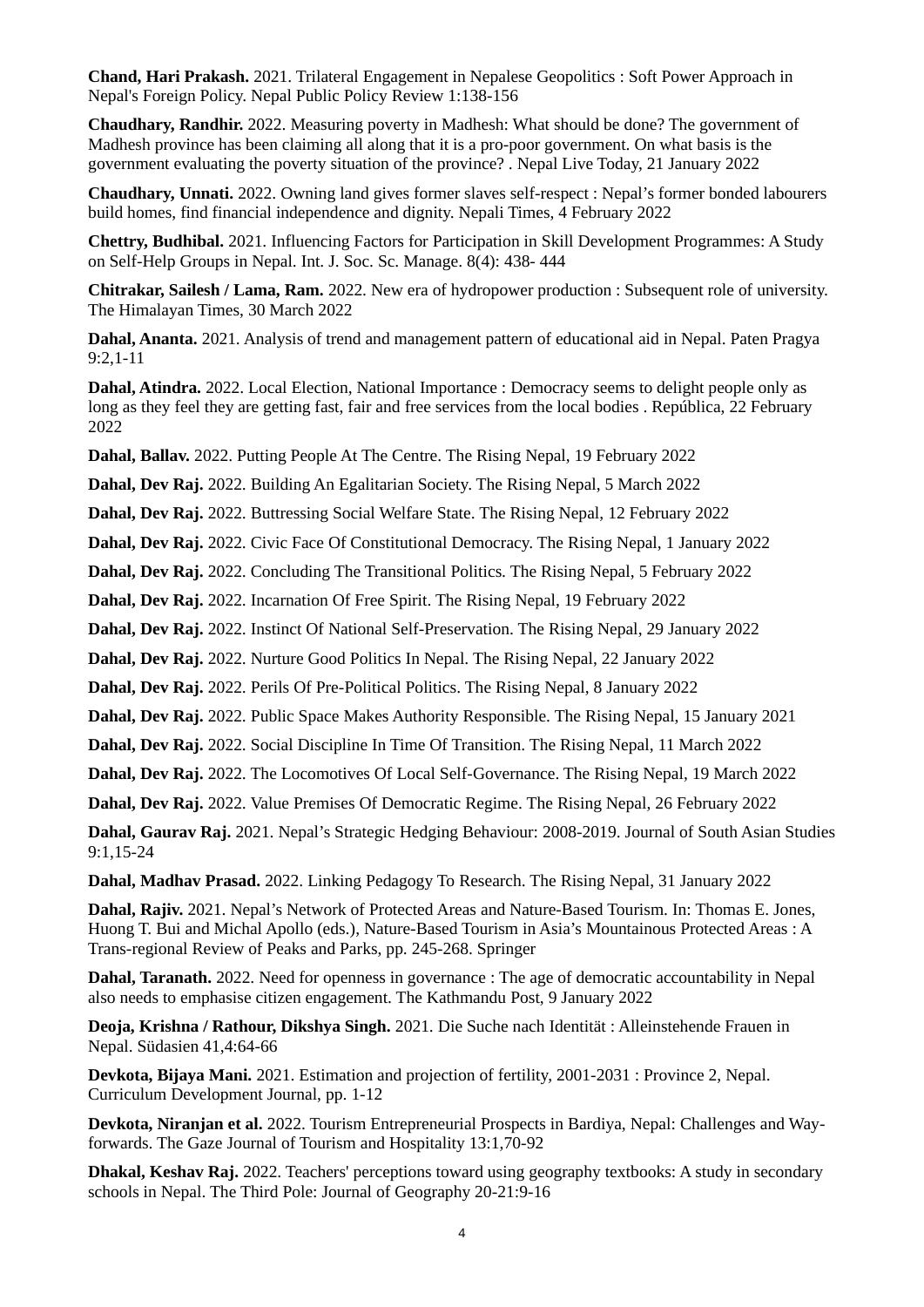**Chand, Hari Prakash.** 2021. Trilateral Engagement in Nepalese Geopolitics : Soft Power Approach in Nepal's Foreign Policy. Nepal Public Policy Review 1:138-156

**Chaudhary, Randhir.** 2022. Measuring poverty in Madhesh: What should be done? The government of Madhesh province has been claiming all along that it is a pro-poor government. On what basis is the government evaluating the poverty situation of the province? . Nepal Live Today, 21 January 2022

**Chaudhary, Unnati.** 2022. Owning land gives former slaves self-respect : Nepal's former bonded labourers build homes, find financial independence and dignity. Nepali Times, 4 February 2022

**Chettry, Budhibal.** 2021. Influencing Factors for Participation in Skill Development Programmes: A Study on Self-Help Groups in Nepal. Int. J. Soc. Sc. Manage. 8(4): 438- 444

**Chitrakar, Sailesh / Lama, Ram.** 2022. New era of hydropower production : Subsequent role of university. The Himalayan Times, 30 March 2022

**Dahal, Ananta.** 2021. Analysis of trend and management pattern of educational aid in Nepal. Paten Pragya 9:2,1-11

**Dahal, Atindra.** 2022. Local Election, National Importance : Democracy seems to delight people only as long as they feel they are getting fast, fair and free services from the local bodies . República, 22 February 2022

**Dahal, Ballav.** 2022. Putting People At The Centre. The Rising Nepal, 19 February 2022

**Dahal, Dev Raj.** 2022. Building An Egalitarian Society. The Rising Nepal, 5 March 2022

**Dahal, Dev Raj.** 2022. Buttressing Social Welfare State. The Rising Nepal, 12 February 2022

**Dahal, Dev Raj.** 2022. Civic Face Of Constitutional Democracy. The Rising Nepal, 1 January 2022

**Dahal, Dev Raj.** 2022. Concluding The Transitional Politics. The Rising Nepal, 5 February 2022

**Dahal, Dev Raj.** 2022. Incarnation Of Free Spirit. The Rising Nepal, 19 February 2022

**Dahal, Dev Raj.** 2022. Instinct Of National Self-Preservation. The Rising Nepal, 29 January 2022

**Dahal, Dev Raj.** 2022. Nurture Good Politics In Nepal. The Rising Nepal, 22 January 2022

**Dahal, Dev Raj.** 2022. Perils Of Pre-Political Politics. The Rising Nepal, 8 January 2022

**Dahal, Dev Raj.** 2022. Public Space Makes Authority Responsible. The Rising Nepal, 15 January 2021

**Dahal, Dev Raj.** 2022. Social Discipline In Time Of Transition. The Rising Nepal, 11 March 2022

**Dahal, Dev Raj.** 2022. The Locomotives Of Local Self-Governance. The Rising Nepal, 19 March 2022

**Dahal, Dev Raj.** 2022. Value Premises Of Democratic Regime. The Rising Nepal, 26 February 2022

**Dahal, Gaurav Raj.** 2021. Nepal's Strategic Hedging Behaviour: 2008-2019. Journal of South Asian Studies 9:1,15-24

**Dahal, Madhav Prasad.** 2022. Linking Pedagogy To Research. The Rising Nepal, 31 January 2022

**Dahal, Rajiv.** 2021. Nepal's Network of Protected Areas and Nature-Based Tourism. In: Thomas E. Jones, Huong T. Bui and Michal Apollo (eds.), Nature-Based Tourism in Asia's Mountainous Protected Areas : A Trans-regional Review of Peaks and Parks, pp. 245-268. Springer

**Dahal, Taranath.** 2022. Need for openness in governance : The age of democratic accountability in Nepal also needs to emphasise citizen engagement. The Kathmandu Post, 9 January 2022

**Deoja, Krishna / Rathour, Dikshya Singh.** 2021. Die Suche nach Identität : Alleinstehende Frauen in Nepal. Südasien 41,4:64-66

**Devkota, Bijaya Mani.** 2021. Estimation and projection of fertility, 2001-2031 : Province 2, Nepal. Curriculum Development Journal, pp. 1-12

**Devkota, Niranjan et al.** 2022. Tourism Entrepreneurial Prospects in Bardiya, Nepal: Challenges and Way-forwards. The Gaze Journal of Tourism and Hospitality 13:1,70-92

**Dhakal, Keshav Raj.** 2022. Teachers' perceptions toward using geography textbooks: A study in secondary schools in Nepal. The Third Pole: Journal of Geography 20-21:9-16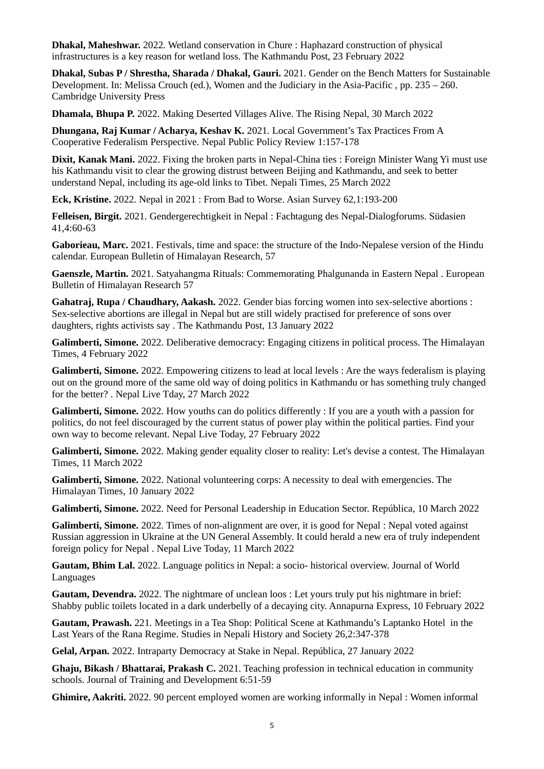**Dhakal, Maheshwar.** 2022. Wetland conservation in Chure : Haphazard construction of physical infrastructures is a key reason for wetland loss. The Kathmandu Post, 23 February 2022

**Dhakal, Subas P / Shrestha, Sharada / Dhakal, Gauri.** 2021. Gender on the Bench Matters for Sustainable Development. In: Melissa Crouch (ed.), Women and the Judiciary in the Asia-Pacific , pp. 235 – 260. Cambridge University Press

**Dhamala, Bhupa P.** 2022. Making Deserted Villages Alive. The Rising Nepal, 30 March 2022

**Dhungana, Raj Kumar / Acharya, Keshav K.** 2021. Local Government's Tax Practices From A Cooperative Federalism Perspective. Nepal Public Policy Review 1:157-178

**Dixit, Kanak Mani.** 2022. Fixing the broken parts in Nepal-China ties : Foreign Minister Wang Yi must use his Kathmandu visit to clear the growing distrust between Beijing and Kathmandu, and seek to better understand Nepal, including its age-old links to Tibet. Nepali Times, 25 March 2022

**Eck, Kristine.** 2022. Nepal in 2021 : From Bad to Worse. Asian Survey 62,1:193-200

**Felleisen, Birgit.** 2021. Gendergerechtigkeit in Nepal : Fachtagung des Nepal-Dialogforums. Südasien 41,4:60-63

**Gaborieau, Marc.** 2021. Festivals, time and space: the structure of the Indo-Nepalese version of the Hindu calendar. European Bulletin of Himalayan Research, 57

**Gaenszle, Martin.** 2021. Satyahangma Rituals: Commemorating Phalgunanda in Eastern Nepal . European Bulletin of Himalayan Research 57

**Gahatraj, Rupa / Chaudhary, Aakash.** 2022. Gender bias forcing women into sex-selective abortions : Sex-selective abortions are illegal in Nepal but are still widely practised for preference of sons over daughters, rights activists say . The Kathmandu Post, 13 January 2022

**Galimberti, Simone.** 2022. Deliberative democracy: Engaging citizens in political process. The Himalayan Times, 4 February 2022

**Galimberti, Simone.** 2022. Empowering citizens to lead at local levels : Are the ways federalism is playing out on the ground more of the same old way of doing politics in Kathmandu or has something truly changed for the better? . Nepal Live Tday, 27 March 2022

**Galimberti, Simone.** 2022. How youths can do politics differently : If you are a youth with a passion for politics, do not feel discouraged by the current status of power play within the political parties. Find your own way to become relevant. Nepal Live Today, 27 February 2022

**Galimberti, Simone.** 2022. Making gender equality closer to reality: Let's devise a contest. The Himalayan Times, 11 March 2022

**Galimberti, Simone.** 2022. National volunteering corps: A necessity to deal with emergencies. The Himalayan Times, 10 January 2022

**Galimberti, Simone.** 2022. Need for Personal Leadership in Education Sector. República, 10 March 2022

**Galimberti, Simone.** 2022. Times of non-alignment are over, it is good for Nepal : Nepal voted against Russian aggression in Ukraine at the UN General Assembly. It could herald a new era of truly independent foreign policy for Nepal . Nepal Live Today, 11 March 2022

**Gautam, Bhim Lal.** 2022. Language politics in Nepal: a socio- historical overview. Journal of World Languages

**Gautam, Devendra.** 2022. The nightmare of unclean loos : Let yours truly put his nightmare in brief: Shabby public toilets located in a dark underbelly of a decaying city. Annapurna Express, 10 February 2022

**Gautam, Prawash.** 221. Meetings in a Tea Shop: Political Scene at Kathmandu's Laptanko Hotel in the Last Years of the Rana Regime. Studies in Nepali History and Society 26,2:347-378

**Gelal, Arpan.** 2022. Intraparty Democracy at Stake in Nepal. República, 27 January 2022

**Ghaju, Bikash / Bhattarai, Prakash C.** 2021. Teaching profession in technical education in community schools. Journal of Training and Development 6:51-59

**Ghimire, Aakriti.** 2022. 90 percent employed women are working informally in Nepal : Women informal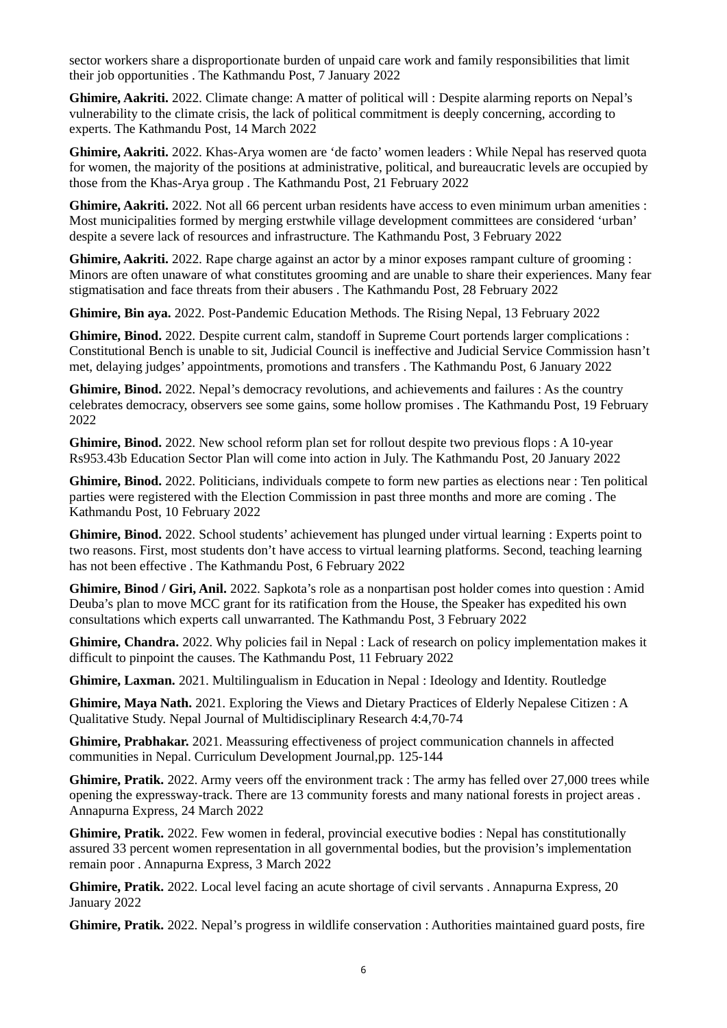sector workers share a disproportionate burden of unpaid care work and family responsibilities that limit their job opportunities . The Kathmandu Post, 7 January 2022

**Ghimire, Aakriti.** 2022. Climate change: A matter of political will : Despite alarming reports on Nepal's vulnerability to the climate crisis, the lack of political commitment is deeply concerning, according to experts. The Kathmandu Post, 14 March 2022

**Ghimire, Aakriti.** 2022. Khas-Arya women are 'de facto' women leaders : While Nepal has reserved quota for women, the majority of the positions at administrative, political, and bureaucratic levels are occupied by those from the Khas-Arya group . The Kathmandu Post, 21 February 2022

**Ghimire, Aakriti.** 2022. Not all 66 percent urban residents have access to even minimum urban amenities : Most municipalities formed by merging erstwhile village development committees are considered 'urban' despite a severe lack of resources and infrastructure. The Kathmandu Post, 3 February 2022

**Ghimire, Aakriti.** 2022. Rape charge against an actor by a minor exposes rampant culture of grooming : Minors are often unaware of what constitutes grooming and are unable to share their experiences. Many fear stigmatisation and face threats from their abusers . The Kathmandu Post, 28 February 2022

**Ghimire, Bin aya.** 2022. Post-Pandemic Education Methods. The Rising Nepal, 13 February 2022

**Ghimire, Binod.** 2022. Despite current calm, standoff in Supreme Court portends larger complications : Constitutional Bench is unable to sit, Judicial Council is ineffective and Judicial Service Commission hasn't met, delaying judges' appointments, promotions and transfers . The Kathmandu Post, 6 January 2022

**Ghimire, Binod.** 2022. Nepal's democracy revolutions, and achievements and failures : As the country celebrates democracy, observers see some gains, some hollow promises . The Kathmandu Post, 19 February 2022

**Ghimire, Binod.** 2022. New school reform plan set for rollout despite two previous flops : A 10-year Rs953.43b Education Sector Plan will come into action in July. The Kathmandu Post, 20 January 2022

**Ghimire, Binod.** 2022. Politicians, individuals compete to form new parties as elections near : Ten political parties were registered with the Election Commission in past three months and more are coming . The Kathmandu Post, 10 February 2022

**Ghimire, Binod.** 2022. School students' achievement has plunged under virtual learning : Experts point to two reasons. First, most students don't have access to virtual learning platforms. Second, teaching learning has not been effective . The Kathmandu Post, 6 February 2022

**Ghimire, Binod / Giri, Anil.** 2022. Sapkota's role as a nonpartisan post holder comes into question : Amid Deuba's plan to move MCC grant for its ratification from the House, the Speaker has expedited his own consultations which experts call unwarranted. The Kathmandu Post, 3 February 2022

**Ghimire, Chandra.** 2022. Why policies fail in Nepal : Lack of research on policy implementation makes it difficult to pinpoint the causes. The Kathmandu Post, 11 February 2022

**Ghimire, Laxman.** 2021. Multilingualism in Education in Nepal : Ideology and Identity. Routledge

**Ghimire, Maya Nath.** 2021. Exploring the Views and Dietary Practices of Elderly Nepalese Citizen : A Qualitative Study. Nepal Journal of Multidisciplinary Research 4:4,70-74

**Ghimire, Prabhakar.** 2021. Meassuring effectiveness of project communication channels in affected communities in Nepal. Curriculum Development Journal,pp. 125-144

**Ghimire, Pratik.** 2022. Army veers off the environment track : The army has felled over 27,000 trees while opening the expressway-track. There are 13 community forests and many national forests in project areas . Annapurna Express, 24 March 2022

**Ghimire, Pratik.** 2022. Few women in federal, provincial executive bodies : Nepal has constitutionally assured 33 percent women representation in all governmental bodies, but the provision's implementation remain poor . Annapurna Express, 3 March 2022

**Ghimire, Pratik.** 2022. Local level facing an acute shortage of civil servants . Annapurna Express, 20 January 2022

**Ghimire, Pratik.** 2022. Nepal's progress in wildlife conservation : Authorities maintained guard posts, fire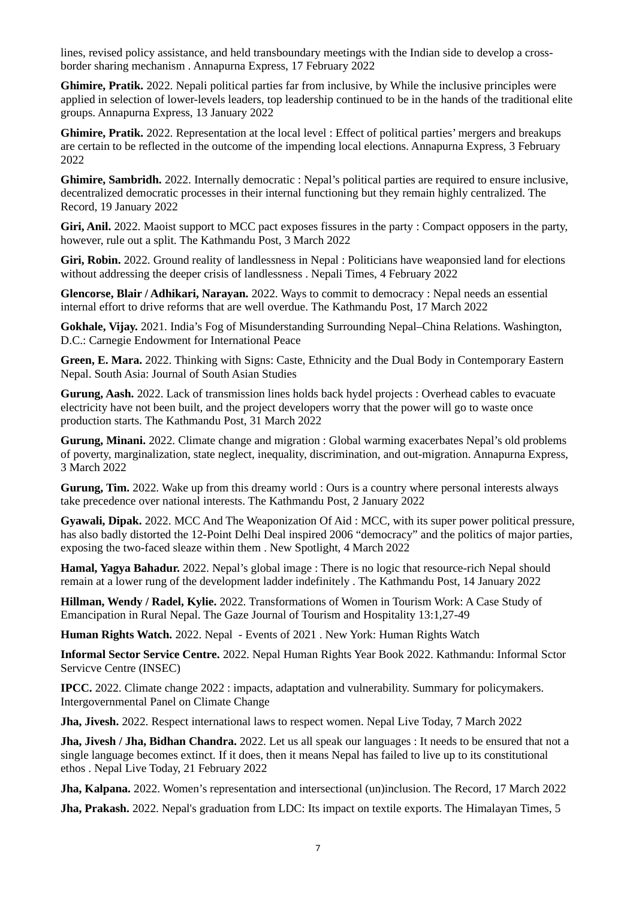lines, revised policy assistance, and held transboundary meetings with the Indian side to develop a cross-border sharing mechanism . Annapurna Express, 17 February 2022

**Ghimire, Pratik.** 2022. Nepali political parties far from inclusive, by While the inclusive principles were applied in selection of lower-levels leaders, top leadership continued to be in the hands of the traditional elite groups. Annapurna Express, 13 January 2022

**Ghimire, Pratik.** 2022. Representation at the local level : Effect of political parties' mergers and breakups are certain to be reflected in the outcome of the impending local elections. Annapurna Express, 3 February 2022

**Ghimire, Sambridh.** 2022. Internally democratic : Nepal's political parties are required to ensure inclusive, decentralized democratic processes in their internal functioning but they remain highly centralized. The Record, 19 January 2022

**Giri, Anil.** 2022. Maoist support to MCC pact exposes fissures in the party : Compact opposers in the party, however, rule out a split. The Kathmandu Post, 3 March 2022

**Giri, Robin.** 2022. Ground reality of landlessness in Nepal : Politicians have weaponsied land for elections without addressing the deeper crisis of landlessness . Nepali Times, 4 February 2022

**Glencorse, Blair / Adhikari, Narayan.** 2022. Ways to commit to democracy : Nepal needs an essential internal effort to drive reforms that are well overdue. The Kathmandu Post, 17 March 2022

**Gokhale, Vijay.** 2021. India's Fog of Misunderstanding Surrounding Nepal–China Relations. Washington, D.C.: Carnegie Endowment for International Peace

**Green, E. Mara.** 2022. Thinking with Signs: Caste, Ethnicity and the Dual Body in Contemporary Eastern Nepal. South Asia: Journal of South Asian Studies

**Gurung, Aash.** 2022. Lack of transmission lines holds back hydel projects : Overhead cables to evacuate electricity have not been built, and the project developers worry that the power will go to waste once production starts. The Kathmandu Post, 31 March 2022

**Gurung, Minani.** 2022. Climate change and migration : Global warming exacerbates Nepal's old problems of poverty, marginalization, state neglect, inequality, discrimination, and out-migration. Annapurna Express, 3 March 2022

**Gurung, Tim.** 2022. Wake up from this dreamy world : Ours is a country where personal interests always take precedence over national interests. The Kathmandu Post, 2 January 2022

**Gyawali, Dipak.** 2022. MCC And The Weaponization Of Aid : MCC, with its super power political pressure, has also badly distorted the 12-Point Delhi Deal inspired 2006 "democracy" and the politics of major parties, exposing the two-faced sleaze within them . New Spotlight, 4 March 2022

**Hamal, Yagya Bahadur.** 2022. Nepal's global image : There is no logic that resource-rich Nepal should remain at a lower rung of the development ladder indefinitely . The Kathmandu Post, 14 January 2022

**Hillman, Wendy / Radel, Kylie.** 2022. Transformations of Women in Tourism Work: A Case Study of Emancipation in Rural Nepal. The Gaze Journal of Tourism and Hospitality 13:1,27-49

**Human Rights Watch.** 2022. Nepal - Events of 2021 . New York: Human Rights Watch

**Informal Sector Service Centre.** 2022. Nepal Human Rights Year Book 2022. Kathmandu: Informal Sctor Servicve Centre (INSEC)

**IPCC.** 2022. Climate change 2022 : impacts, adaptation and vulnerability. Summary for policymakers. Intergovernmental Panel on Climate Change

**Jha, Jivesh.** 2022. Respect international laws to respect women. Nepal Live Today, 7 March 2022

**Jha, Jivesh / Jha, Bidhan Chandra.** 2022. Let us all speak our languages : It needs to be ensured that not a single language becomes extinct. If it does, then it means Nepal has failed to live up to its constitutional ethos . Nepal Live Today, 21 February 2022

**Jha, Kalpana.** 2022. Women's representation and intersectional (un)inclusion. The Record, 17 March 2022

**Jha, Prakash.** 2022. Nepal's graduation from LDC: Its impact on textile exports. The Himalayan Times, 5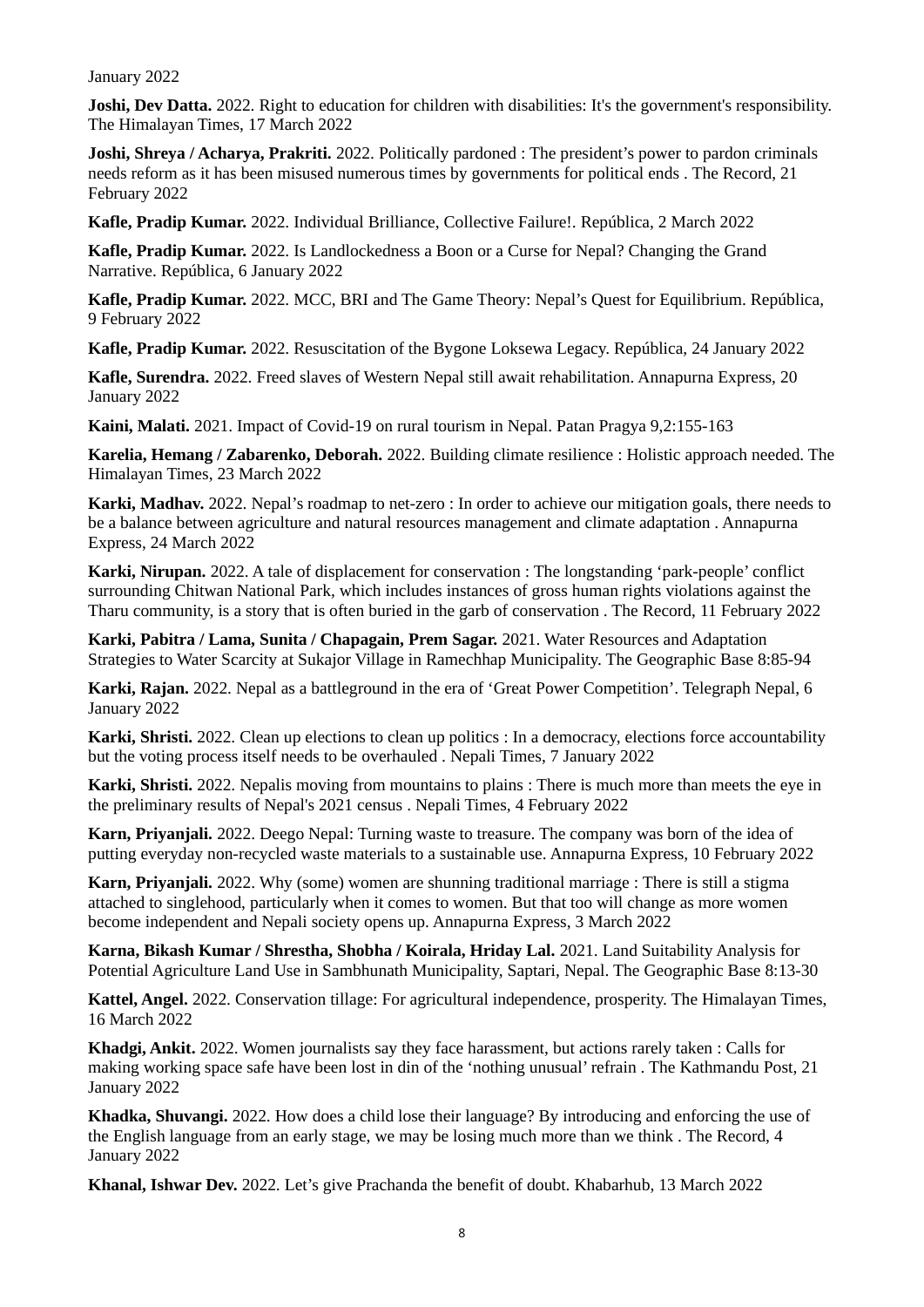January 2022

**Joshi, Dev Datta.** 2022. Right to education for children with disabilities: It's the government's responsibility. The Himalayan Times, 17 March 2022

**Joshi, Shreya / Acharya, Prakriti.** 2022. Politically pardoned : The president's power to pardon criminals needs reform as it has been misused numerous times by governments for political ends . The Record, 21 February 2022

**Kafle, Pradip Kumar.** 2022. Individual Brilliance, Collective Failure!. República, 2 March 2022

**Kafle, Pradip Kumar.** 2022. Is Landlockedness a Boon or a Curse for Nepal? Changing the Grand Narrative. República, 6 January 2022

**Kafle, Pradip Kumar.** 2022. MCC, BRI and The Game Theory: Nepal's Quest for Equilibrium. República, 9 February 2022

**Kafle, Pradip Kumar.** 2022. Resuscitation of the Bygone Loksewa Legacy. República, 24 January 2022

**Kafle, Surendra.** 2022. Freed slaves of Western Nepal still await rehabilitation. Annapurna Express, 20 January 2022

**Kaini, Malati.** 2021. Impact of Covid-19 on rural tourism in Nepal. Patan Pragya 9,2:155-163

**Karelia, Hemang / Zabarenko, Deborah.** 2022. Building climate resilience : Holistic approach needed. The Himalayan Times, 23 March 2022

**Karki, Madhav.** 2022. Nepal's roadmap to net-zero : In order to achieve our mitigation goals, there needs to be a balance between agriculture and natural resources management and climate adaptation . Annapurna Express, 24 March 2022

**Karki, Nirupan.** 2022. A tale of displacement for conservation : The longstanding 'park-people' conflict surrounding Chitwan National Park, which includes instances of gross human rights violations against the Tharu community, is a story that is often buried in the garb of conservation . The Record, 11 February 2022

**Karki, Pabitra / Lama, Sunita / Chapagain, Prem Sagar.** 2021. Water Resources and Adaptation Strategies to Water Scarcity at Sukajor Village in Ramechhap Municipality. The Geographic Base 8:85-94

**Karki, Rajan.** 2022. Nepal as a battleground in the era of 'Great Power Competition'. Telegraph Nepal, 6 January 2022

**Karki, Shristi.** 2022. Clean up elections to clean up politics : In a democracy, elections force accountability but the voting process itself needs to be overhauled . Nepali Times, 7 January 2022

**Karki, Shristi.** 2022. Nepalis moving from mountains to plains : There is much more than meets the eye in the preliminary results of Nepal's 2021 census . Nepali Times, 4 February 2022

**Karn, Priyanjali.** 2022. Deego Nepal: Turning waste to treasure. The company was born of the idea of putting everyday non-recycled waste materials to a sustainable use. Annapurna Express, 10 February 2022

**Karn, Priyanjali.** 2022. Why (some) women are shunning traditional marriage : There is still a stigma attached to singlehood, particularly when it comes to women. But that too will change as more women become independent and Nepali society opens up. Annapurna Express, 3 March 2022

**Karna, Bikash Kumar / Shrestha, Shobha / Koirala, Hriday Lal.** 2021. Land Suitability Analysis for Potential Agriculture Land Use in Sambhunath Municipality, Saptari, Nepal. The Geographic Base 8:13-30

**Kattel, Angel.** 2022. Conservation tillage: For agricultural independence, prosperity. The Himalayan Times, 16 March 2022

**Khadgi, Ankit.** 2022. Women journalists say they face harassment, but actions rarely taken : Calls for making working space safe have been lost in din of the 'nothing unusual' refrain . The Kathmandu Post, 21 January 2022

**Khadka, Shuvangi.** 2022. How does a child lose their language? By introducing and enforcing the use of the English language from an early stage, we may be losing much more than we think . The Record, 4 January 2022

**Khanal, Ishwar Dev.** 2022. Let's give Prachanda the benefit of doubt. Khabarhub, 13 March 2022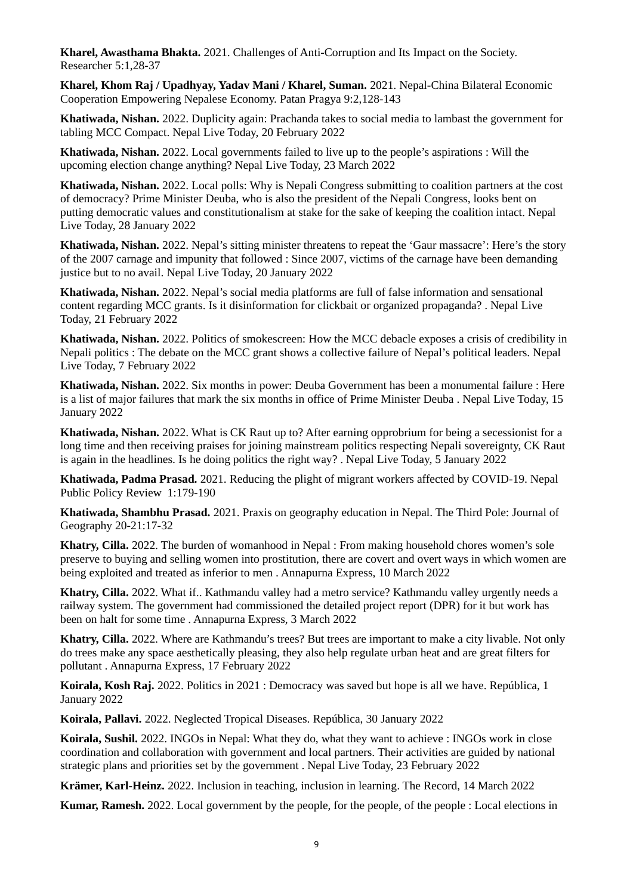**Kharel, Awasthama Bhakta.** 2021. Challenges of Anti-Corruption and Its Impact on the Society. Researcher 5:1,28-37

**Kharel, Khom Raj / Upadhyay, Yadav Mani / Kharel, Suman.** 2021. Nepal-China Bilateral Economic Cooperation Empowering Nepalese Economy. Patan Pragya 9:2,128-143

**Khatiwada, Nishan.** 2022. Duplicity again: Prachanda takes to social media to lambast the government for tabling MCC Compact. Nepal Live Today, 20 February 2022

**Khatiwada, Nishan.** 2022. Local governments failed to live up to the people's aspirations : Will the upcoming election change anything? Nepal Live Today, 23 March 2022

**Khatiwada, Nishan.** 2022. Local polls: Why is Nepali Congress submitting to coalition partners at the cost of democracy? Prime Minister Deuba, who is also the president of the Nepali Congress, looks bent on putting democratic values and constitutionalism at stake for the sake of keeping the coalition intact. Nepal Live Today, 28 January 2022

**Khatiwada, Nishan.** 2022. Nepal's sitting minister threatens to repeat the 'Gaur massacre': Here's the story of the 2007 carnage and impunity that followed : Since 2007, victims of the carnage have been demanding justice but to no avail. Nepal Live Today, 20 January 2022

**Khatiwada, Nishan.** 2022. Nepal's social media platforms are full of false information and sensational content regarding MCC grants. Is it disinformation for clickbait or organized propaganda? . Nepal Live Today, 21 February 2022

**Khatiwada, Nishan.** 2022. Politics of smokescreen: How the MCC debacle exposes a crisis of credibility in Nepali politics : The debate on the MCC grant shows a collective failure of Nepal's political leaders. Nepal Live Today, 7 February 2022

**Khatiwada, Nishan.** 2022. Six months in power: Deuba Government has been a monumental failure : Here is a list of major failures that mark the six months in office of Prime Minister Deuba . Nepal Live Today, 15 January 2022

**Khatiwada, Nishan.** 2022. What is CK Raut up to? After earning opprobrium for being a secessionist for a long time and then receiving praises for joining mainstream politics respecting Nepali sovereignty, CK Raut is again in the headlines. Is he doing politics the right way? . Nepal Live Today, 5 January 2022

**Khatiwada, Padma Prasad.** 2021. Reducing the plight of migrant workers affected by COVID-19. Nepal Public Policy Review 1:179-190

**Khatiwada, Shambhu Prasad.** 2021. Praxis on geography education in Nepal. The Third Pole: Journal of Geography 20-21:17-32

**Khatry, Cilla.** 2022. The burden of womanhood in Nepal : From making household chores women's sole preserve to buying and selling women into prostitution, there are covert and overt ways in which women are being exploited and treated as inferior to men . Annapurna Express, 10 March 2022

**Khatry, Cilla.** 2022. What if.. Kathmandu valley had a metro service? Kathmandu valley urgently needs a railway system. The government had commissioned the detailed project report (DPR) for it but work has been on halt for some time . Annapurna Express, 3 March 2022

**Khatry, Cilla.** 2022. Where are Kathmandu's trees? But trees are important to make a city livable. Not only do trees make any space aesthetically pleasing, they also help regulate urban heat and are great filters for pollutant . Annapurna Express, 17 February 2022

**Koirala, Kosh Raj.** 2022. Politics in 2021 : Democracy was saved but hope is all we have. República, 1 January 2022

**Koirala, Pallavi.** 2022. Neglected Tropical Diseases. República, 30 January 2022

**Koirala, Sushil.** 2022. INGOs in Nepal: What they do, what they want to achieve : INGOs work in close coordination and collaboration with government and local partners. Their activities are guided by national strategic plans and priorities set by the government . Nepal Live Today, 23 February 2022

**Krämer, Karl-Heinz.** 2022. Inclusion in teaching, inclusion in learning. The Record, 14 March 2022

**Kumar, Ramesh.** 2022. Local government by the people, for the people, of the people : Local elections in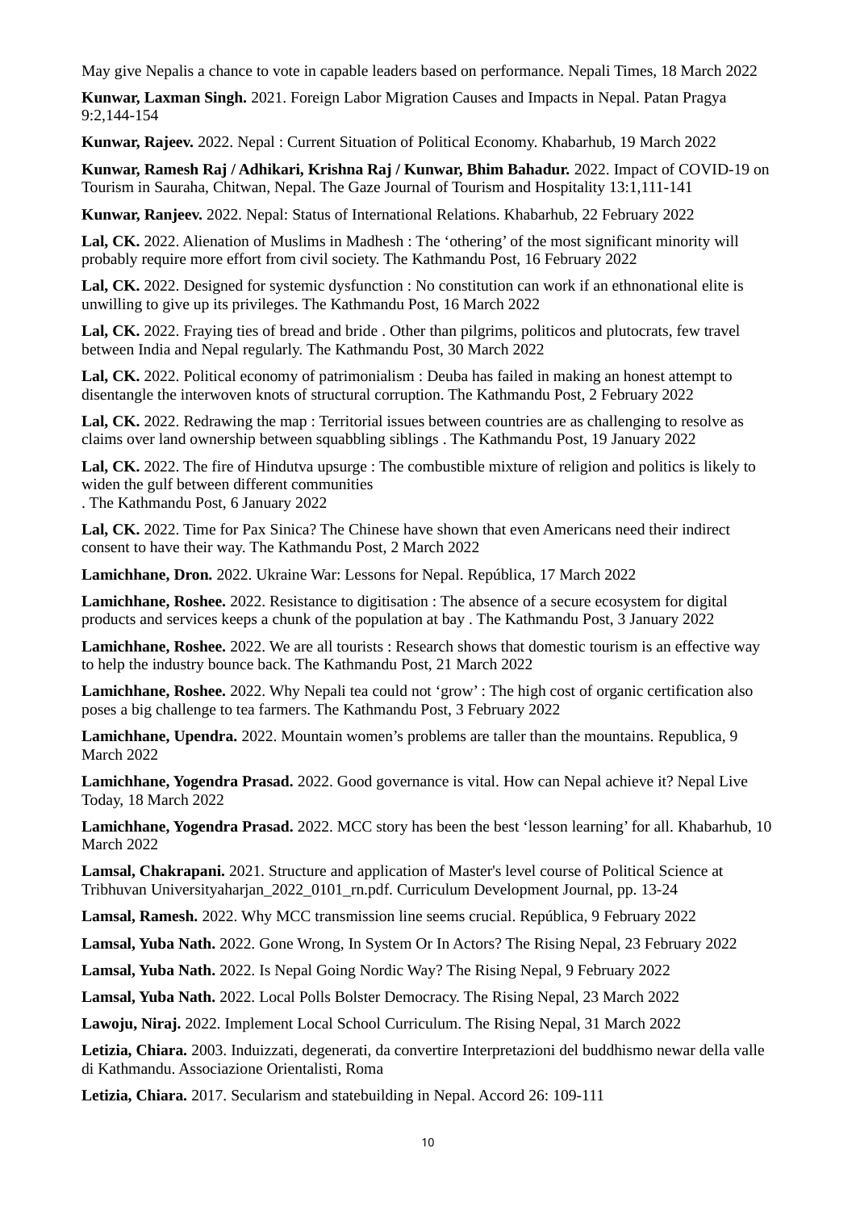May give Nepalis a chance to vote in capable leaders based on performance. Nepali Times, 18 March 2022

**Kunwar, Laxman Singh.** 2021. Foreign Labor Migration Causes and Impacts in Nepal. Patan Pragya 9:2,144-154

**Kunwar, Rajeev.** 2022. Nepal : Current Situation of Political Economy. Khabarhub, 19 March 2022

**Kunwar, Ramesh Raj / Adhikari, Krishna Raj / Kunwar, Bhim Bahadur.** 2022. Impact of COVID-19 on Tourism in Sauraha, Chitwan, Nepal. The Gaze Journal of Tourism and Hospitality 13:1,111-141

**Kunwar, Ranjeev.** 2022. Nepal: Status of International Relations. Khabarhub, 22 February 2022

**Lal, CK.** 2022. Alienation of Muslims in Madhesh : The 'othering' of the most significant minority will probably require more effort from civil society. The Kathmandu Post, 16 February 2022

**Lal, CK.** 2022. Designed for systemic dysfunction : No constitution can work if an ethnonational elite is unwilling to give up its privileges. The Kathmandu Post, 16 March 2022

**Lal, CK.** 2022. Fraying ties of bread and bride . Other than pilgrims, politicos and plutocrats, few travel between India and Nepal regularly. The Kathmandu Post, 30 March 2022

**Lal, CK.** 2022. Political economy of patrimonialism : Deuba has failed in making an honest attempt to disentangle the interwoven knots of structural corruption. The Kathmandu Post, 2 February 2022

**Lal, CK.** 2022. Redrawing the map : Territorial issues between countries are as challenging to resolve as claims over land ownership between squabbling siblings . The Kathmandu Post, 19 January 2022

**Lal, CK.** 2022. The fire of Hindutva upsurge : The combustible mixture of religion and politics is likely to widen the gulf between different communities
. The Kathmandu Post, 6 January 2022

**Lal, CK.** 2022. Time for Pax Sinica? The Chinese have shown that even Americans need their indirect consent to have their way. The Kathmandu Post, 2 March 2022

**Lamichhane, Dron.** 2022. Ukraine War: Lessons for Nepal. República, 17 March 2022

**Lamichhane, Roshee.** 2022. Resistance to digitisation : The absence of a secure ecosystem for digital products and services keeps a chunk of the population at bay . The Kathmandu Post, 3 January 2022

**Lamichhane, Roshee.** 2022. We are all tourists : Research shows that domestic tourism is an effective way to help the industry bounce back. The Kathmandu Post, 21 March 2022

**Lamichhane, Roshee.** 2022. Why Nepali tea could not 'grow' : The high cost of organic certification also poses a big challenge to tea farmers. The Kathmandu Post, 3 February 2022

**Lamichhane, Upendra.** 2022. Mountain women's problems are taller than the mountains. Republica, 9 March 2022

**Lamichhane, Yogendra Prasad.** 2022. Good governance is vital. How can Nepal achieve it? Nepal Live Today, 18 March 2022

**Lamichhane, Yogendra Prasad.** 2022. MCC story has been the best 'lesson learning' for all. Khabarhub, 10 March 2022

**Lamsal, Chakrapani.** 2021. Structure and application of Master's level course of Political Science at Tribhuvan Universityaharjan_2022_0101_rn.pdf. Curriculum Development Journal, pp. 13-24

**Lamsal, Ramesh.** 2022. Why MCC transmission line seems crucial. República, 9 February 2022

**Lamsal, Yuba Nath.** 2022. Gone Wrong, In System Or In Actors? The Rising Nepal, 23 February 2022

**Lamsal, Yuba Nath.** 2022. Is Nepal Going Nordic Way? The Rising Nepal, 9 February 2022

**Lamsal, Yuba Nath.** 2022. Local Polls Bolster Democracy. The Rising Nepal, 23 March 2022

**Lawoju, Niraj.** 2022. Implement Local School Curriculum. The Rising Nepal, 31 March 2022

**Letizia, Chiara.** 2003. Induizzati, degenerati, da convertire Interpretazioni del buddhismo newar della valle di Kathmandu. Associazione Orientalisti, Roma

**Letizia, Chiara.** 2017. Secularism and statebuilding in Nepal. Accord 26: 109-111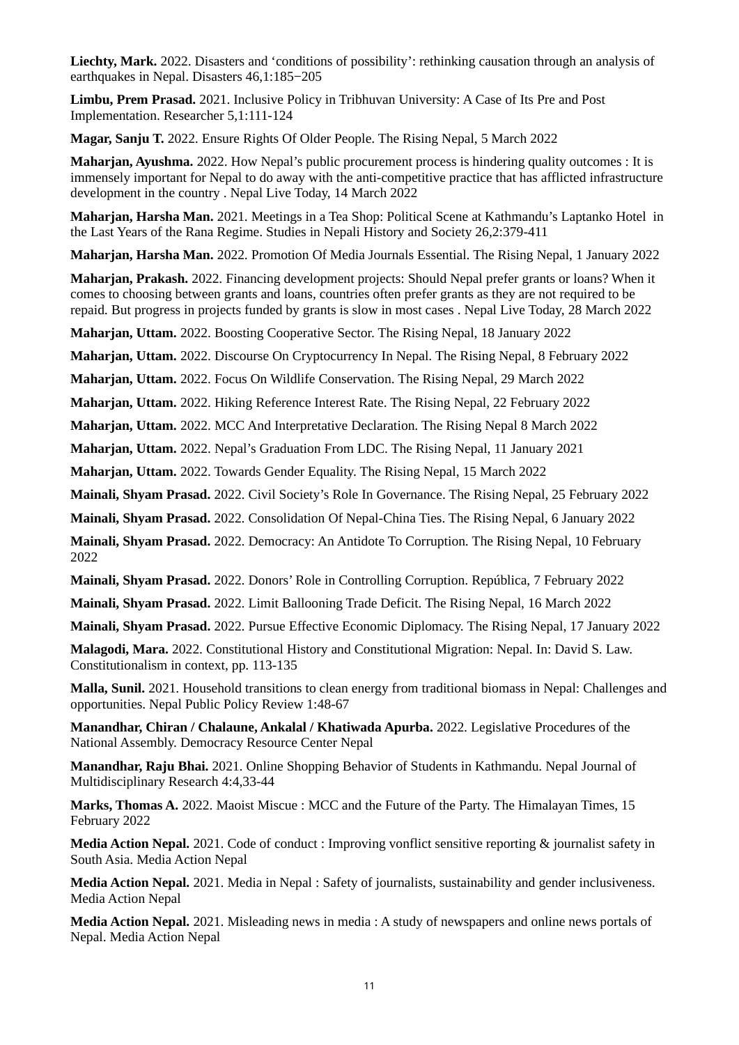**Liechty, Mark.** 2022. Disasters and ‘conditions of possibility’: rethinking causation through an analysis of earthquakes in Nepal. Disasters 46,1:185−205

**Limbu, Prem Prasad.** 2021. Inclusive Policy in Tribhuvan University: A Case of Its Pre and Post Implementation. Researcher 5,1:111-124

**Magar, Sanju T.** 2022. Ensure Rights Of Older People. The Rising Nepal, 5 March 2022

**Maharjan, Ayushma.** 2022. How Nepal’s public procurement process is hindering quality outcomes : It is immensely important for Nepal to do away with the anti-competitive practice that has afflicted infrastructure development in the country . Nepal Live Today, 14 March 2022

**Maharjan, Harsha Man.** 2021. Meetings in a Tea Shop: Political Scene at Kathmandu’s Laptanko Hotel in the Last Years of the Rana Regime. Studies in Nepali History and Society 26,2:379-411

**Maharjan, Harsha Man.** 2022. Promotion Of Media Journals Essential. The Rising Nepal, 1 January 2022

**Maharjan, Prakash.** 2022. Financing development projects: Should Nepal prefer grants or loans? When it comes to choosing between grants and loans, countries often prefer grants as they are not required to be repaid. But progress in projects funded by grants is slow in most cases . Nepal Live Today, 28 March 2022

**Maharjan, Uttam.** 2022. Boosting Cooperative Sector. The Rising Nepal, 18 January 2022

**Maharjan, Uttam.** 2022. Discourse On Cryptocurrency In Nepal. The Rising Nepal, 8 February 2022

**Maharjan, Uttam.** 2022. Focus On Wildlife Conservation. The Rising Nepal, 29 March 2022

**Maharjan, Uttam.** 2022. Hiking Reference Interest Rate. The Rising Nepal, 22 February 2022

**Maharjan, Uttam.** 2022. MCC And Interpretative Declaration. The Rising Nepal 8 March 2022

**Maharjan, Uttam.** 2022. Nepal’s Graduation From LDC. The Rising Nepal, 11 January 2021

**Maharjan, Uttam.** 2022. Towards Gender Equality. The Rising Nepal, 15 March 2022

**Mainali, Shyam Prasad.** 2022. Civil Society’s Role In Governance. The Rising Nepal, 25 February 2022

**Mainali, Shyam Prasad.** 2022. Consolidation Of Nepal-China Ties. The Rising Nepal, 6 January 2022

**Mainali, Shyam Prasad.** 2022. Democracy: An Antidote To Corruption. The Rising Nepal, 10 February 2022

**Mainali, Shyam Prasad.** 2022. Donors’ Role in Controlling Corruption. República, 7 February 2022

**Mainali, Shyam Prasad.** 2022. Limit Ballooning Trade Deficit. The Rising Nepal, 16 March 2022

**Mainali, Shyam Prasad.** 2022. Pursue Effective Economic Diplomacy. The Rising Nepal, 17 January 2022

**Malagodi, Mara.** 2022. Constitutional History and Constitutional Migration: Nepal. In: David S. Law. Constitutionalism in context, pp. 113-135

**Malla, Sunil.** 2021. Household transitions to clean energy from traditional biomass in Nepal: Challenges and opportunities. Nepal Public Policy Review 1:48-67

**Manandhar, Chiran / Chalaune, Ankalal / Khatiwada Apurba.** 2022. Legislative Procedures of the National Assembly. Democracy Resource Center Nepal

**Manandhar, Raju Bhai.** 2021. Online Shopping Behavior of Students in Kathmandu. Nepal Journal of Multidisciplinary Research 4:4,33-44

**Marks, Thomas A.** 2022. Maoist Miscue : MCC and the Future of the Party. The Himalayan Times, 15 February 2022

**Media Action Nepal.** 2021. Code of conduct : Improving vonflict sensitive reporting & journalist safety in South Asia. Media Action Nepal

**Media Action Nepal.** 2021. Media in Nepal : Safety of journalists, sustainability and gender inclusiveness. Media Action Nepal

**Media Action Nepal.** 2021. Misleading news in media : A study of newspapers and online news portals of Nepal. Media Action Nepal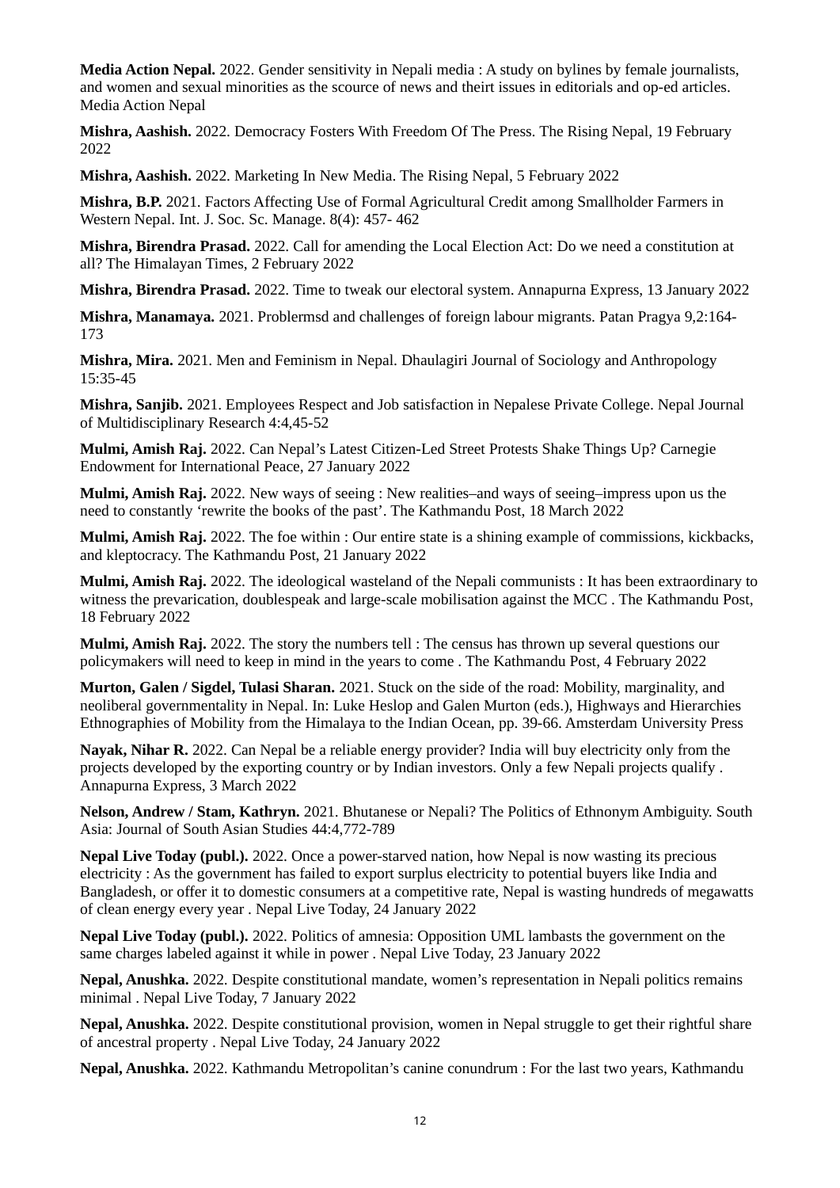**Media Action Nepal.** 2022. Gender sensitivity in Nepali media : A study on bylines by female journalists, and women and sexual minorities as the scource of news and theirt issues in editorials and op-ed articles. Media Action Nepal

**Mishra, Aashish.** 2022. Democracy Fosters With Freedom Of The Press. The Rising Nepal, 19 February 2022

**Mishra, Aashish.** 2022. Marketing In New Media. The Rising Nepal, 5 February 2022

**Mishra, B.P.** 2021. Factors Affecting Use of Formal Agricultural Credit among Smallholder Farmers in Western Nepal. Int. J. Soc. Sc. Manage. 8(4): 457- 462

**Mishra, Birendra Prasad.** 2022. Call for amending the Local Election Act: Do we need a constitution at all? The Himalayan Times, 2 February 2022

**Mishra, Birendra Prasad.** 2022. Time to tweak our electoral system. Annapurna Express, 13 January 2022

**Mishra, Manamaya.** 2021. Problermsd and challenges of foreign labour migrants. Patan Pragya 9,2:164-173

**Mishra, Mira.** 2021. Men and Feminism in Nepal. Dhaulagiri Journal of Sociology and Anthropology 15:35-45

**Mishra, Sanjib.** 2021. Employees Respect and Job satisfaction in Nepalese Private College. Nepal Journal of Multidisciplinary Research 4:4,45-52

**Mulmi, Amish Raj.** 2022. Can Nepal's Latest Citizen-Led Street Protests Shake Things Up? Carnegie Endowment for International Peace, 27 January 2022

**Mulmi, Amish Raj.** 2022. New ways of seeing : New realities–and ways of seeing–impress upon us the need to constantly 'rewrite the books of the past'. The Kathmandu Post, 18 March 2022

**Mulmi, Amish Raj.** 2022. The foe within : Our entire state is a shining example of commissions, kickbacks, and kleptocracy. The Kathmandu Post, 21 January 2022

**Mulmi, Amish Raj.** 2022. The ideological wasteland of the Nepali communists : It has been extraordinary to witness the prevarication, doublespeak and large-scale mobilisation against the MCC . The Kathmandu Post, 18 February 2022

**Mulmi, Amish Raj.** 2022. The story the numbers tell : The census has thrown up several questions our policymakers will need to keep in mind in the years to come . The Kathmandu Post, 4 February 2022

**Murton, Galen / Sigdel, Tulasi Sharan.** 2021. Stuck on the side of the road: Mobility, marginality, and neoliberal governmentality in Nepal. In: Luke Heslop and Galen Murton (eds.), Highways and Hierarchies Ethnographies of Mobility from the Himalaya to the Indian Ocean, pp. 39-66. Amsterdam University Press

**Nayak, Nihar R.** 2022. Can Nepal be a reliable energy provider? India will buy electricity only from the projects developed by the exporting country or by Indian investors. Only a few Nepali projects qualify . Annapurna Express, 3 March 2022

**Nelson, Andrew / Stam, Kathryn.** 2021. Bhutanese or Nepali? The Politics of Ethnonym Ambiguity. South Asia: Journal of South Asian Studies 44:4,772-789

**Nepal Live Today (publ.).** 2022. Once a power-starved nation, how Nepal is now wasting its precious electricity : As the government has failed to export surplus electricity to potential buyers like India and Bangladesh, or offer it to domestic consumers at a competitive rate, Nepal is wasting hundreds of megawatts of clean energy every year . Nepal Live Today, 24 January 2022

**Nepal Live Today (publ.).** 2022. Politics of amnesia: Opposition UML lambasts the government on the same charges labeled against it while in power . Nepal Live Today, 23 January 2022

**Nepal, Anushka.** 2022. Despite constitutional mandate, women's representation in Nepali politics remains minimal . Nepal Live Today, 7 January 2022

**Nepal, Anushka.** 2022. Despite constitutional provision, women in Nepal struggle to get their rightful share of ancestral property . Nepal Live Today, 24 January 2022

**Nepal, Anushka.** 2022. Kathmandu Metropolitan's canine conundrum : For the last two years, Kathmandu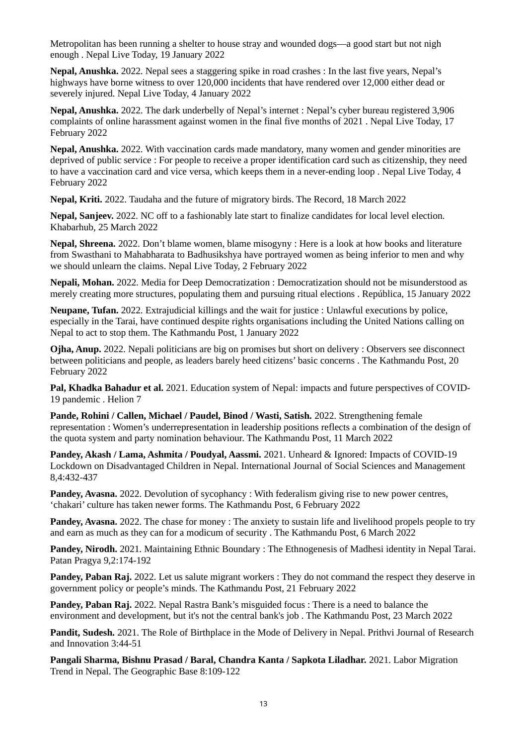Metropolitan has been running a shelter to house stray and wounded dogs—a good start but not nigh enough . Nepal Live Today, 19 January 2022

**Nepal, Anushka.** 2022. Nepal sees a staggering spike in road crashes : In the last five years, Nepal's highways have borne witness to over 120,000 incidents that have rendered over 12,000 either dead or severely injured. Nepal Live Today, 4 January 2022

**Nepal, Anushka.** 2022. The dark underbelly of Nepal's internet : Nepal's cyber bureau registered 3,906 complaints of online harassment against women in the final five months of 2021 . Nepal Live Today, 17 February 2022

**Nepal, Anushka.** 2022. With vaccination cards made mandatory, many women and gender minorities are deprived of public service : For people to receive a proper identification card such as citizenship, they need to have a vaccination card and vice versa, which keeps them in a never-ending loop . Nepal Live Today, 4 February 2022

**Nepal, Kriti.** 2022. Taudaha and the future of migratory birds. The Record, 18 March 2022

**Nepal, Sanjeev.** 2022. NC off to a fashionably late start to finalize candidates for local level election. Khabarhub, 25 March 2022

**Nepal, Shreena.** 2022. Don't blame women, blame misogyny : Here is a look at how books and literature from Swasthani to Mahabharata to Badhusikshya have portrayed women as being inferior to men and why we should unlearn the claims. Nepal Live Today, 2 February 2022

**Nepali, Mohan.** 2022. Media for Deep Democratization : Democratization should not be misunderstood as merely creating more structures, populating them and pursuing ritual elections . República, 15 January 2022

**Neupane, Tufan.** 2022. Extrajudicial killings and the wait for justice : Unlawful executions by police, especially in the Tarai, have continued despite rights organisations including the United Nations calling on Nepal to act to stop them. The Kathmandu Post, 1 January 2022

**Ojha, Anup.** 2022. Nepali politicians are big on promises but short on delivery : Observers see disconnect between politicians and people, as leaders barely heed citizens' basic concerns . The Kathmandu Post, 20 February 2022

**Pal, Khadka Bahadur et al.** 2021. Education system of Nepal: impacts and future perspectives of COVID-19 pandemic . Helion 7

**Pande, Rohini / Callen, Michael / Paudel, Binod / Wasti, Satish.** 2022. Strengthening female representation : Women's underrepresentation in leadership positions reflects a combination of the design of the quota system and party nomination behaviour. The Kathmandu Post, 11 March 2022

**Pandey, Akash / Lama, Ashmita / Poudyal, Aassmi.** 2021. Unheard & Ignored: Impacts of COVID-19 Lockdown on Disadvantaged Children in Nepal. International Journal of Social Sciences and Management 8,4:432-437

**Pandey, Avasna.** 2022. Devolution of sycophancy : With federalism giving rise to new power centres, 'chakari' culture has taken newer forms. The Kathmandu Post, 6 February 2022

**Pandey, Avasna.** 2022. The chase for money : The anxiety to sustain life and livelihood propels people to try and earn as much as they can for a modicum of security . The Kathmandu Post, 6 March 2022

**Pandey, Nirodh.** 2021. Maintaining Ethnic Boundary : The Ethnogenesis of Madhesi identity in Nepal Tarai. Patan Pragya 9,2:174-192

**Pandey, Paban Raj.** 2022. Let us salute migrant workers : They do not command the respect they deserve in government policy or people's minds. The Kathmandu Post, 21 February 2022

**Pandey, Paban Raj.** 2022. Nepal Rastra Bank's misguided focus : There is a need to balance the environment and development, but it's not the central bank's job . The Kathmandu Post, 23 March 2022

**Pandit, Sudesh.** 2021. The Role of Birthplace in the Mode of Delivery in Nepal. Prithvi Journal of Research and Innovation 3:44-51

**Pangali Sharma, Bishnu Prasad / Baral, Chandra Kanta / Sapkota Liladhar.** 2021. Labor Migration Trend in Nepal. The Geographic Base 8:109-122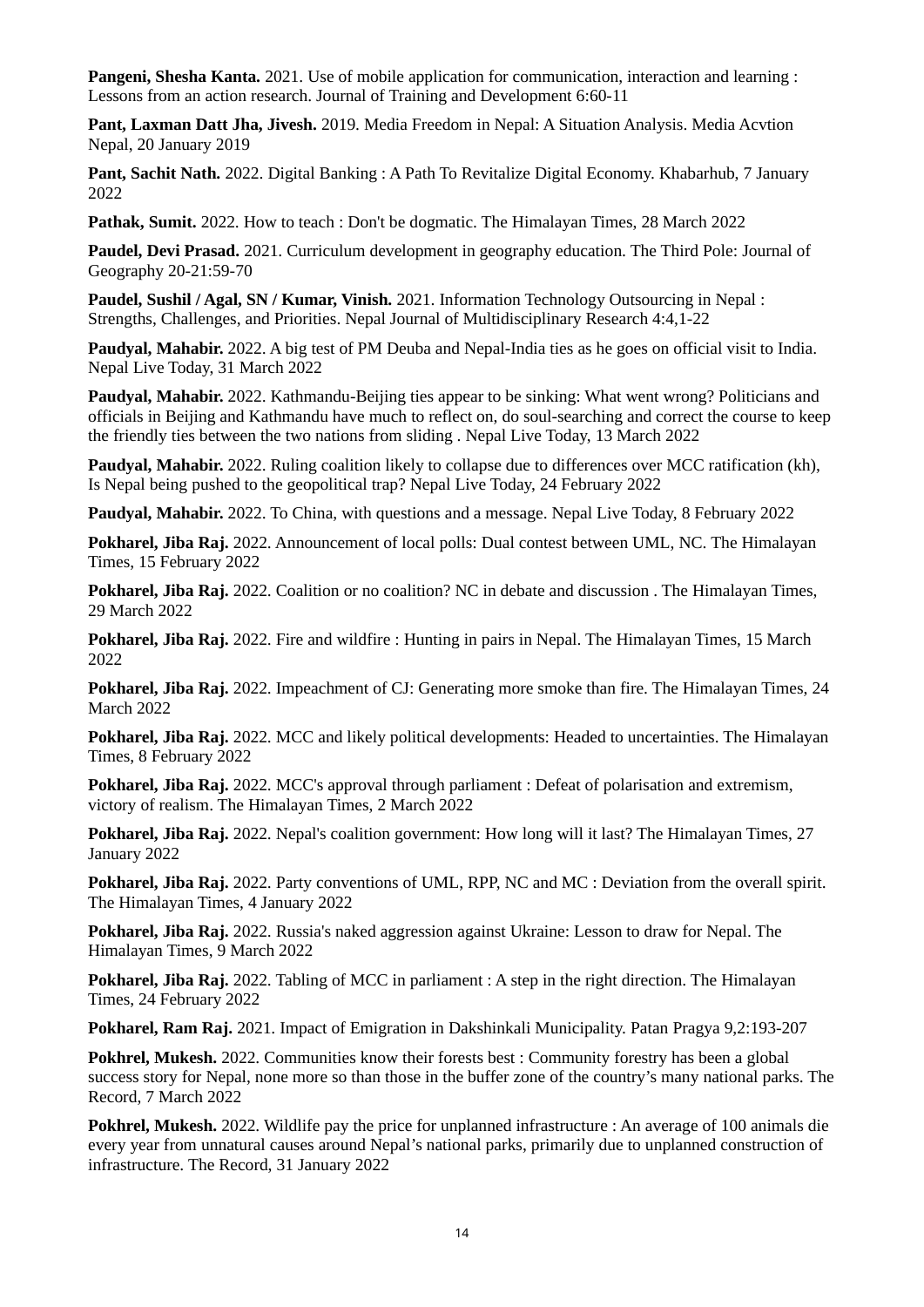**Pangeni, Shesha Kanta.** 2021. Use of mobile application for communication, interaction and learning : Lessons from an action research. Journal of Training and Development 6:60-11

**Pant, Laxman Datt Jha, Jivesh.** 2019. Media Freedom in Nepal: A Situation Analysis. Media Acvtion Nepal, 20 January 2019

**Pant, Sachit Nath.** 2022. Digital Banking : A Path To Revitalize Digital Economy. Khabarhub, 7 January 2022

**Pathak, Sumit.** 2022. How to teach : Don't be dogmatic. The Himalayan Times, 28 March 2022

**Paudel, Devi Prasad.** 2021. Curriculum development in geography education. The Third Pole: Journal of Geography 20-21:59-70

**Paudel, Sushil / Agal, SN / Kumar, Vinish.** 2021. Information Technology Outsourcing in Nepal : Strengths, Challenges, and Priorities. Nepal Journal of Multidisciplinary Research 4:4,1-22

**Paudyal, Mahabir.** 2022. A big test of PM Deuba and Nepal-India ties as he goes on official visit to India. Nepal Live Today, 31 March 2022

**Paudyal, Mahabir.** 2022. Kathmandu-Beijing ties appear to be sinking: What went wrong? Politicians and officials in Beijing and Kathmandu have much to reflect on, do soul-searching and correct the course to keep the friendly ties between the two nations from sliding . Nepal Live Today, 13 March 2022

**Paudyal, Mahabir.** 2022. Ruling coalition likely to collapse due to differences over MCC ratification (kh), Is Nepal being pushed to the geopolitical trap? Nepal Live Today, 24 February 2022

**Paudyal, Mahabir.** 2022. To China, with questions and a message. Nepal Live Today, 8 February 2022

**Pokharel, Jiba Raj.** 2022. Announcement of local polls: Dual contest between UML, NC. The Himalayan Times, 15 February 2022

**Pokharel, Jiba Raj.** 2022. Coalition or no coalition? NC in debate and discussion . The Himalayan Times, 29 March 2022

**Pokharel, Jiba Raj.** 2022. Fire and wildfire : Hunting in pairs in Nepal. The Himalayan Times, 15 March 2022

**Pokharel, Jiba Raj.** 2022. Impeachment of CJ: Generating more smoke than fire. The Himalayan Times, 24 March 2022

**Pokharel, Jiba Raj.** 2022. MCC and likely political developments: Headed to uncertainties. The Himalayan Times, 8 February 2022

**Pokharel, Jiba Raj.** 2022. MCC's approval through parliament : Defeat of polarisation and extremism, victory of realism. The Himalayan Times, 2 March 2022

**Pokharel, Jiba Raj.** 2022. Nepal's coalition government: How long will it last? The Himalayan Times, 27 January 2022

**Pokharel, Jiba Raj.** 2022. Party conventions of UML, RPP, NC and MC : Deviation from the overall spirit. The Himalayan Times, 4 January 2022

**Pokharel, Jiba Raj.** 2022. Russia's naked aggression against Ukraine: Lesson to draw for Nepal. The Himalayan Times, 9 March 2022

**Pokharel, Jiba Raj.** 2022. Tabling of MCC in parliament : A step in the right direction. The Himalayan Times, 24 February 2022

**Pokharel, Ram Raj.** 2021. Impact of Emigration in Dakshinkali Municipality. Patan Pragya 9,2:193-207

**Pokhrel, Mukesh.** 2022. Communities know their forests best : Community forestry has been a global success story for Nepal, none more so than those in the buffer zone of the country's many national parks. The Record, 7 March 2022

**Pokhrel, Mukesh.** 2022. Wildlife pay the price for unplanned infrastructure : An average of 100 animals die every year from unnatural causes around Nepal's national parks, primarily due to unplanned construction of infrastructure. The Record, 31 January 2022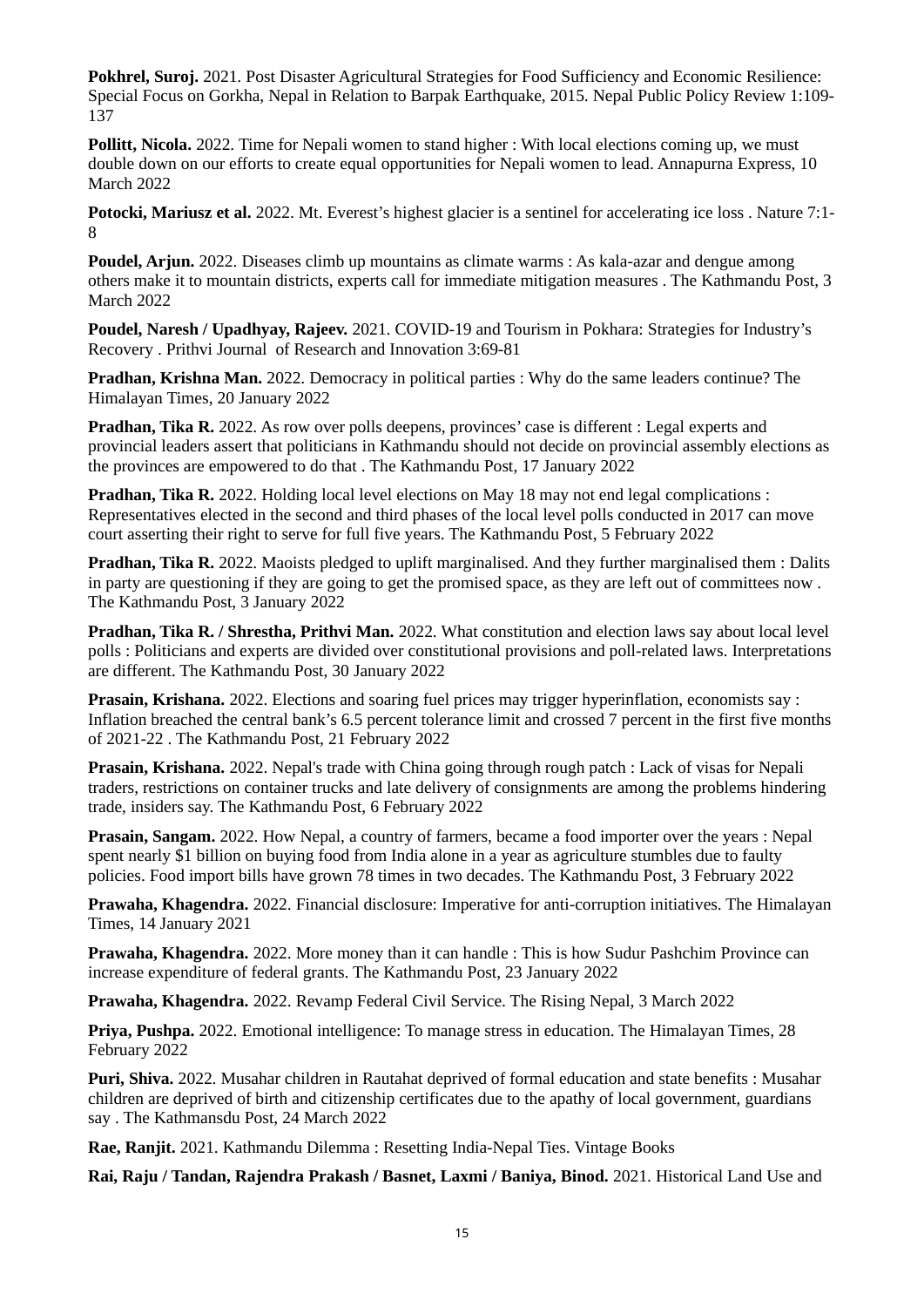**Pokhrel, Suroj.** 2021. Post Disaster Agricultural Strategies for Food Sufficiency and Economic Resilience: Special Focus on Gorkha, Nepal in Relation to Barpak Earthquake, 2015. Nepal Public Policy Review 1:109-137

**Pollitt, Nicola.** 2022. Time for Nepali women to stand higher : With local elections coming up, we must double down on our efforts to create equal opportunities for Nepali women to lead. Annapurna Express, 10 March 2022

**Potocki, Mariusz et al.** 2022. Mt. Everest's highest glacier is a sentinel for accelerating ice loss . Nature 7:1-8

**Poudel, Arjun.** 2022. Diseases climb up mountains as climate warms : As kala-azar and dengue among others make it to mountain districts, experts call for immediate mitigation measures . The Kathmandu Post, 3 March 2022

**Poudel, Naresh / Upadhyay, Rajeev.** 2021. COVID-19 and Tourism in Pokhara: Strategies for Industry's Recovery . Prithvi Journal of Research and Innovation 3:69-81

**Pradhan, Krishna Man.** 2022. Democracy in political parties : Why do the same leaders continue? The Himalayan Times, 20 January 2022

**Pradhan, Tika R.** 2022. As row over polls deepens, provinces' case is different : Legal experts and provincial leaders assert that politicians in Kathmandu should not decide on provincial assembly elections as the provinces are empowered to do that . The Kathmandu Post, 17 January 2022

**Pradhan, Tika R.** 2022. Holding local level elections on May 18 may not end legal complications : Representatives elected in the second and third phases of the local level polls conducted in 2017 can move court asserting their right to serve for full five years. The Kathmandu Post, 5 February 2022

**Pradhan, Tika R.** 2022. Maoists pledged to uplift marginalised. And they further marginalised them : Dalits in party are questioning if they are going to get the promised space, as they are left out of committees now . The Kathmandu Post, 3 January 2022

**Pradhan, Tika R. / Shrestha, Prithvi Man.** 2022. What constitution and election laws say about local level polls : Politicians and experts are divided over constitutional provisions and poll-related laws. Interpretations are different. The Kathmandu Post, 30 January 2022

**Prasain, Krishana.** 2022. Elections and soaring fuel prices may trigger hyperinflation, economists say : Inflation breached the central bank's 6.5 percent tolerance limit and crossed 7 percent in the first five months of 2021-22 . The Kathmandu Post, 21 February 2022

**Prasain, Krishana.** 2022. Nepal's trade with China going through rough patch : Lack of visas for Nepali traders, restrictions on container trucks and late delivery of consignments are among the problems hindering trade, insiders say. The Kathmandu Post, 6 February 2022

**Prasain, Sangam.** 2022. How Nepal, a country of farmers, became a food importer over the years : Nepal spent nearly $1 billion on buying food from India alone in a year as agriculture stumbles due to faulty policies. Food import bills have grown 78 times in two decades. The Kathmandu Post, 3 February 2022

**Prawaha, Khagendra.** 2022. Financial disclosure: Imperative for anti-corruption initiatives. The Himalayan Times, 14 January 2021

**Prawaha, Khagendra.** 2022. More money than it can handle : This is how Sudur Pashchim Province can increase expenditure of federal grants. The Kathmandu Post, 23 January 2022

**Prawaha, Khagendra.** 2022. Revamp Federal Civil Service. The Rising Nepal, 3 March 2022

**Priya, Pushpa.** 2022. Emotional intelligence: To manage stress in education. The Himalayan Times, 28 February 2022

**Puri, Shiva.** 2022. Musahar children in Rautahat deprived of formal education and state benefits : Musahar children are deprived of birth and citizenship certificates due to the apathy of local government, guardians say . The Kathmansdu Post, 24 March 2022

**Rae, Ranjit.** 2021. Kathmandu Dilemma : Resetting India-Nepal Ties. Vintage Books

**Rai, Raju / Tandan, Rajendra Prakash / Basnet, Laxmi / Baniya, Binod.** 2021. Historical Land Use and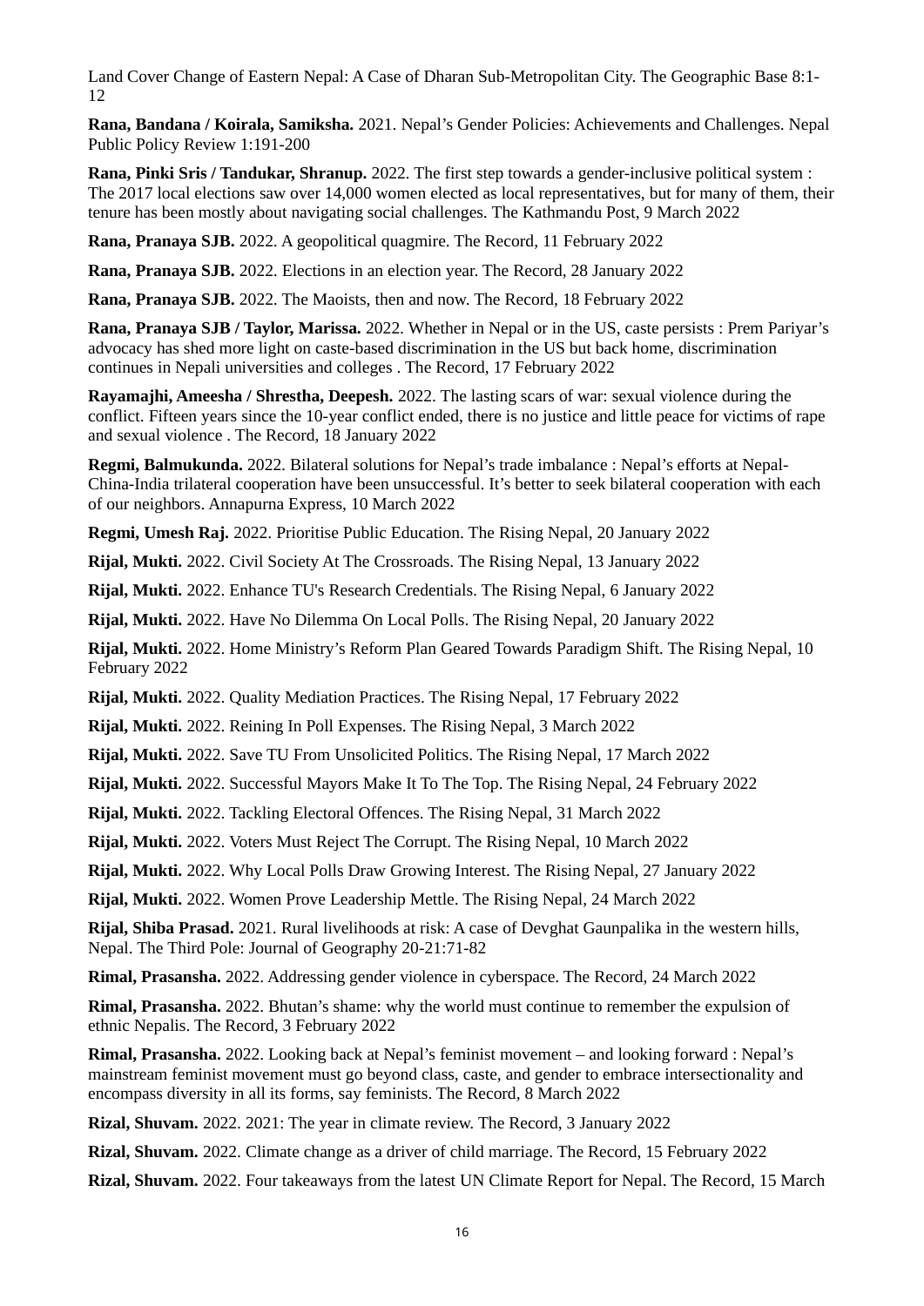Land Cover Change of Eastern Nepal: A Case of Dharan Sub-Metropolitan City. The Geographic Base 8:1-12

**Rana, Bandana / Koirala, Samiksha.** 2021. Nepal's Gender Policies: Achievements and Challenges. Nepal Public Policy Review 1:191-200

**Rana, Pinki Sris / Tandukar, Shranup.** 2022. The first step towards a gender-inclusive political system : The 2017 local elections saw over 14,000 women elected as local representatives, but for many of them, their tenure has been mostly about navigating social challenges. The Kathmandu Post, 9 March 2022

**Rana, Pranaya SJB.** 2022. A geopolitical quagmire. The Record, 11 February 2022

**Rana, Pranaya SJB.** 2022. Elections in an election year. The Record, 28 January 2022

**Rana, Pranaya SJB.** 2022. The Maoists, then and now. The Record, 18 February 2022

**Rana, Pranaya SJB / Taylor, Marissa.** 2022. Whether in Nepal or in the US, caste persists : Prem Pariyar's advocacy has shed more light on caste-based discrimination in the US but back home, discrimination continues in Nepali universities and colleges . The Record, 17 February 2022

**Rayamajhi, Ameesha / Shrestha, Deepesh.** 2022. The lasting scars of war: sexual violence during the conflict. Fifteen years since the 10-year conflict ended, there is no justice and little peace for victims of rape and sexual violence . The Record, 18 January 2022

**Regmi, Balmukunda.** 2022. Bilateral solutions for Nepal's trade imbalance : Nepal's efforts at Nepal-China-India trilateral cooperation have been unsuccessful. It's better to seek bilateral cooperation with each of our neighbors. Annapurna Express, 10 March 2022

**Regmi, Umesh Raj.** 2022. Prioritise Public Education. The Rising Nepal, 20 January 2022

**Rijal, Mukti.** 2022. Civil Society At The Crossroads. The Rising Nepal, 13 January 2022

**Rijal, Mukti.** 2022. Enhance TU's Research Credentials. The Rising Nepal, 6 January 2022

**Rijal, Mukti.** 2022. Have No Dilemma On Local Polls. The Rising Nepal, 20 January 2022

**Rijal, Mukti.** 2022. Home Ministry's Reform Plan Geared Towards Paradigm Shift. The Rising Nepal, 10 February 2022

**Rijal, Mukti.** 2022. Quality Mediation Practices. The Rising Nepal, 17 February 2022

**Rijal, Mukti.** 2022. Reining In Poll Expenses. The Rising Nepal, 3 March 2022

**Rijal, Mukti.** 2022. Save TU From Unsolicited Politics. The Rising Nepal, 17 March 2022

**Rijal, Mukti.** 2022. Successful Mayors Make It To The Top. The Rising Nepal, 24 February 2022

**Rijal, Mukti.** 2022. Tackling Electoral Offences. The Rising Nepal, 31 March 2022

**Rijal, Mukti.** 2022. Voters Must Reject The Corrupt. The Rising Nepal, 10 March 2022

**Rijal, Mukti.** 2022. Why Local Polls Draw Growing Interest. The Rising Nepal, 27 January 2022

**Rijal, Mukti.** 2022. Women Prove Leadership Mettle. The Rising Nepal, 24 March 2022

**Rijal, Shiba Prasad.** 2021. Rural livelihoods at risk: A case of Devghat Gaunpalika in the western hills, Nepal. The Third Pole: Journal of Geography 20-21:71-82

**Rimal, Prasansha.** 2022. Addressing gender violence in cyberspace. The Record, 24 March 2022

**Rimal, Prasansha.** 2022. Bhutan's shame: why the world must continue to remember the expulsion of ethnic Nepalis. The Record, 3 February 2022

**Rimal, Prasansha.** 2022. Looking back at Nepal's feminist movement – and looking forward : Nepal's mainstream feminist movement must go beyond class, caste, and gender to embrace intersectionality and encompass diversity in all its forms, say feminists. The Record, 8 March 2022

**Rizal, Shuvam.** 2022. 2021: The year in climate review. The Record, 3 January 2022

**Rizal, Shuvam.** 2022. Climate change as a driver of child marriage. The Record, 15 February 2022

**Rizal, Shuvam.** 2022. Four takeaways from the latest UN Climate Report for Nepal. The Record, 15 March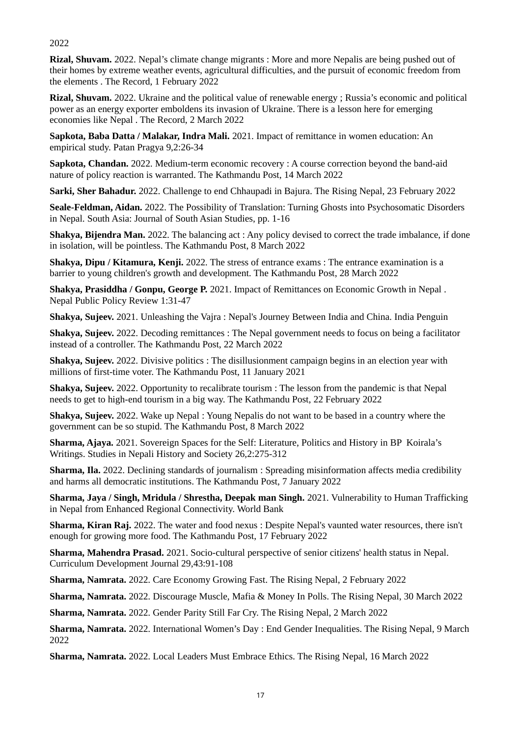2022

**Rizal, Shuvam.** 2022. Nepal’s climate change migrants : More and more Nepalis are being pushed out of their homes by extreme weather events, agricultural difficulties, and the pursuit of economic freedom from the elements . The Record, 1 February 2022

**Rizal, Shuvam.** 2022. Ukraine and the political value of renewable energy ; Russia’s economic and political power as an energy exporter emboldens its invasion of Ukraine. There is a lesson here for emerging economies like Nepal . The Record, 2 March 2022

**Sapkota, Baba Datta / Malakar, Indra Mali.** 2021. Impact of remittance in women education: An empirical study. Patan Pragya 9,2:26-34

**Sapkota, Chandan.** 2022. Medium-term economic recovery : A course correction beyond the band-aid nature of policy reaction is warranted. The Kathmandu Post, 14 March 2022

**Sarki, Sher Bahadur.** 2022. Challenge to end Chhaupadi in Bajura. The Rising Nepal, 23 February 2022

**Seale-Feldman, Aidan.** 2022. The Possibility of Translation: Turning Ghosts into Psychosomatic Disorders in Nepal. South Asia: Journal of South Asian Studies, pp. 1-16

**Shakya, Bijendra Man.** 2022. The balancing act : Any policy devised to correct the trade imbalance, if done in isolation, will be pointless. The Kathmandu Post, 8 March 2022

**Shakya, Dipu / Kitamura, Kenji.** 2022. The stress of entrance exams : The entrance examination is a barrier to young children's growth and development. The Kathmandu Post, 28 March 2022

**Shakya, Prasiddha / Gonpu, George P.** 2021. Impact of Remittances on Economic Growth in Nepal . Nepal Public Policy Review 1:31-47

**Shakya, Sujeev.** 2021. Unleashing the Vajra : Nepal's Journey Between India and China. India Penguin

**Shakya, Sujeev.** 2022. Decoding remittances : The Nepal government needs to focus on being a facilitator instead of a controller. The Kathmandu Post, 22 March 2022

**Shakya, Sujeev.** 2022. Divisive politics : The disillusionment campaign begins in an election year with millions of first-time voter. The Kathmandu Post, 11 January 2021

**Shakya, Sujeev.** 2022. Opportunity to recalibrate tourism : The lesson from the pandemic is that Nepal needs to get to high-end tourism in a big way. The Kathmandu Post, 22 February 2022

**Shakya, Sujeev.** 2022. Wake up Nepal : Young Nepalis do not want to be based in a country where the government can be so stupid. The Kathmandu Post, 8 March 2022

**Sharma, Ajaya.** 2021. Sovereign Spaces for the Self: Literature, Politics and History in BP Koirala’s Writings. Studies in Nepali History and Society 26,2:275-312

**Sharma, Ila.** 2022. Declining standards of journalism : Spreading misinformation affects media credibility and harms all democratic institutions. The Kathmandu Post, 7 January 2022

**Sharma, Jaya / Singh, Mridula / Shrestha, Deepak man Singh.** 2021. Vulnerability to Human Trafficking in Nepal from Enhanced Regional Connectivity. World Bank

**Sharma, Kiran Raj.** 2022. The water and food nexus : Despite Nepal's vaunted water resources, there isn't enough for growing more food. The Kathmandu Post, 17 February 2022

**Sharma, Mahendra Prasad.** 2021. Socio-cultural perspective of senior citizens' health status in Nepal. Curriculum Development Journal 29,43:91-108

**Sharma, Namrata.** 2022. Care Economy Growing Fast. The Rising Nepal, 2 February 2022

**Sharma, Namrata.** 2022. Discourage Muscle, Mafia & Money In Polls. The Rising Nepal, 30 March 2022

**Sharma, Namrata.** 2022. Gender Parity Still Far Cry. The Rising Nepal, 2 March 2022

**Sharma, Namrata.** 2022. International Women’s Day : End Gender Inequalities. The Rising Nepal, 9 March 2022

**Sharma, Namrata.** 2022. Local Leaders Must Embrace Ethics. The Rising Nepal, 16 March 2022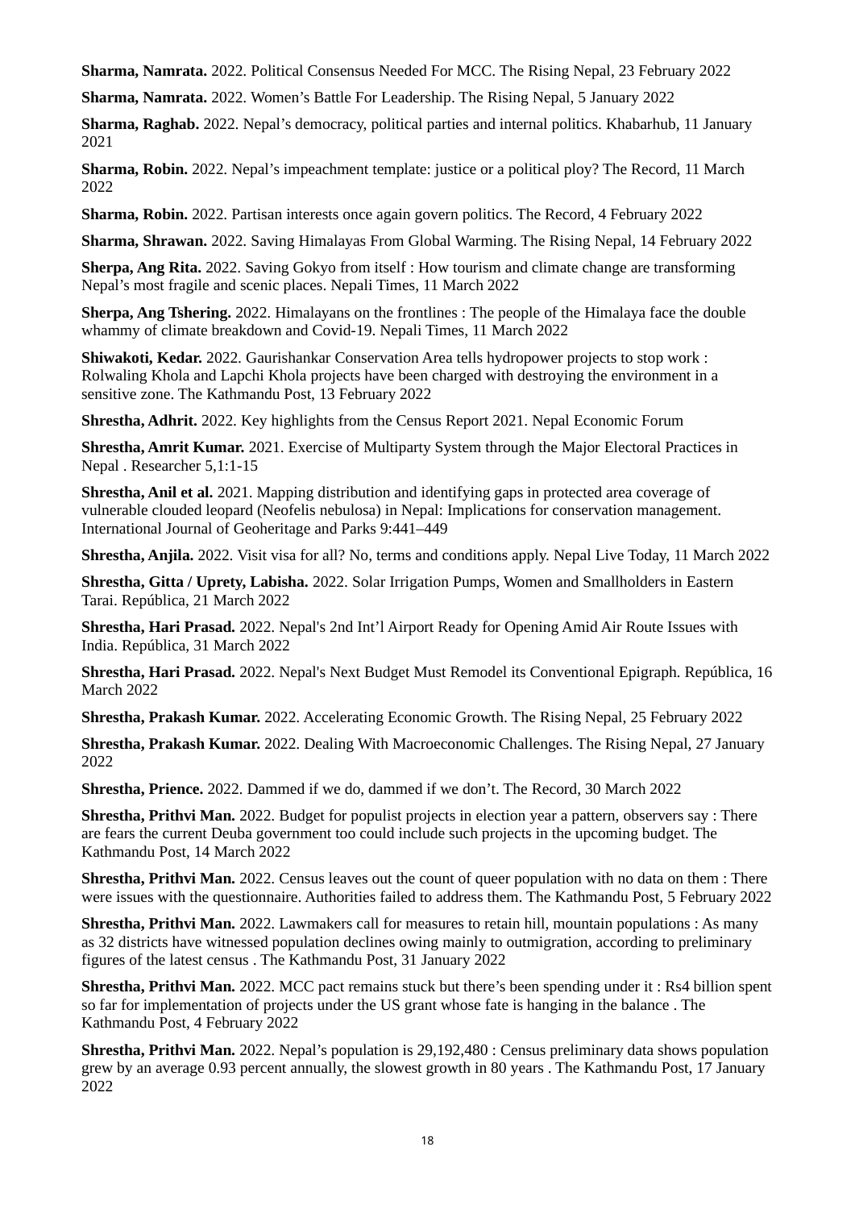**Sharma, Namrata.** 2022. Political Consensus Needed For MCC. The Rising Nepal, 23 February 2022

**Sharma, Namrata.** 2022. Women's Battle For Leadership. The Rising Nepal, 5 January 2022

**Sharma, Raghab.** 2022. Nepal's democracy, political parties and internal politics. Khabarhub, 11 January 2021

**Sharma, Robin.** 2022. Nepal's impeachment template: justice or a political ploy? The Record, 11 March 2022

**Sharma, Robin.** 2022. Partisan interests once again govern politics. The Record, 4 February 2022

**Sharma, Shrawan.** 2022. Saving Himalayas From Global Warming. The Rising Nepal, 14 February 2022

**Sherpa, Ang Rita.** 2022. Saving Gokyo from itself : How tourism and climate change are transforming Nepal's most fragile and scenic places. Nepali Times, 11 March 2022

**Sherpa, Ang Tshering.** 2022. Himalayans on the frontlines : The people of the Himalaya face the double whammy of climate breakdown and Covid-19. Nepali Times, 11 March 2022

**Shiwakoti, Kedar.** 2022. Gaurishankar Conservation Area tells hydropower projects to stop work : Rolwaling Khola and Lapchi Khola projects have been charged with destroying the environment in a sensitive zone. The Kathmandu Post, 13 February 2022

**Shrestha, Adhrit.** 2022. Key highlights from the Census Report 2021. Nepal Economic Forum

**Shrestha, Amrit Kumar.** 2021. Exercise of Multiparty System through the Major Electoral Practices in Nepal . Researcher 5,1:1-15

**Shrestha, Anil et al.** 2021. Mapping distribution and identifying gaps in protected area coverage of vulnerable clouded leopard (Neofelis nebulosa) in Nepal: Implications for conservation management. International Journal of Geoheritage and Parks 9:441–449

**Shrestha, Anjila.** 2022. Visit visa for all? No, terms and conditions apply. Nepal Live Today, 11 March 2022

**Shrestha, Gitta / Uprety, Labisha.** 2022. Solar Irrigation Pumps, Women and Smallholders in Eastern Tarai. República, 21 March 2022

**Shrestha, Hari Prasad.** 2022. Nepal's 2nd Int'l Airport Ready for Opening Amid Air Route Issues with India. República, 31 March 2022

**Shrestha, Hari Prasad.** 2022. Nepal's Next Budget Must Remodel its Conventional Epigraph. República, 16 March 2022

**Shrestha, Prakash Kumar.** 2022. Accelerating Economic Growth. The Rising Nepal, 25 February 2022

**Shrestha, Prakash Kumar.** 2022. Dealing With Macroeconomic Challenges. The Rising Nepal, 27 January 2022

**Shrestha, Prience.** 2022. Dammed if we do, dammed if we don't. The Record, 30 March 2022

**Shrestha, Prithvi Man.** 2022. Budget for populist projects in election year a pattern, observers say : There are fears the current Deuba government too could include such projects in the upcoming budget. The Kathmandu Post, 14 March 2022

**Shrestha, Prithvi Man.** 2022. Census leaves out the count of queer population with no data on them : There were issues with the questionnaire. Authorities failed to address them. The Kathmandu Post, 5 February 2022

**Shrestha, Prithvi Man.** 2022. Lawmakers call for measures to retain hill, mountain populations : As many as 32 districts have witnessed population declines owing mainly to outmigration, according to preliminary figures of the latest census . The Kathmandu Post, 31 January 2022

**Shrestha, Prithvi Man.** 2022. MCC pact remains stuck but there's been spending under it : Rs4 billion spent so far for implementation of projects under the US grant whose fate is hanging in the balance . The Kathmandu Post, 4 February 2022

**Shrestha, Prithvi Man.** 2022. Nepal's population is 29,192,480 : Census preliminary data shows population grew by an average 0.93 percent annually, the slowest growth in 80 years . The Kathmandu Post, 17 January 2022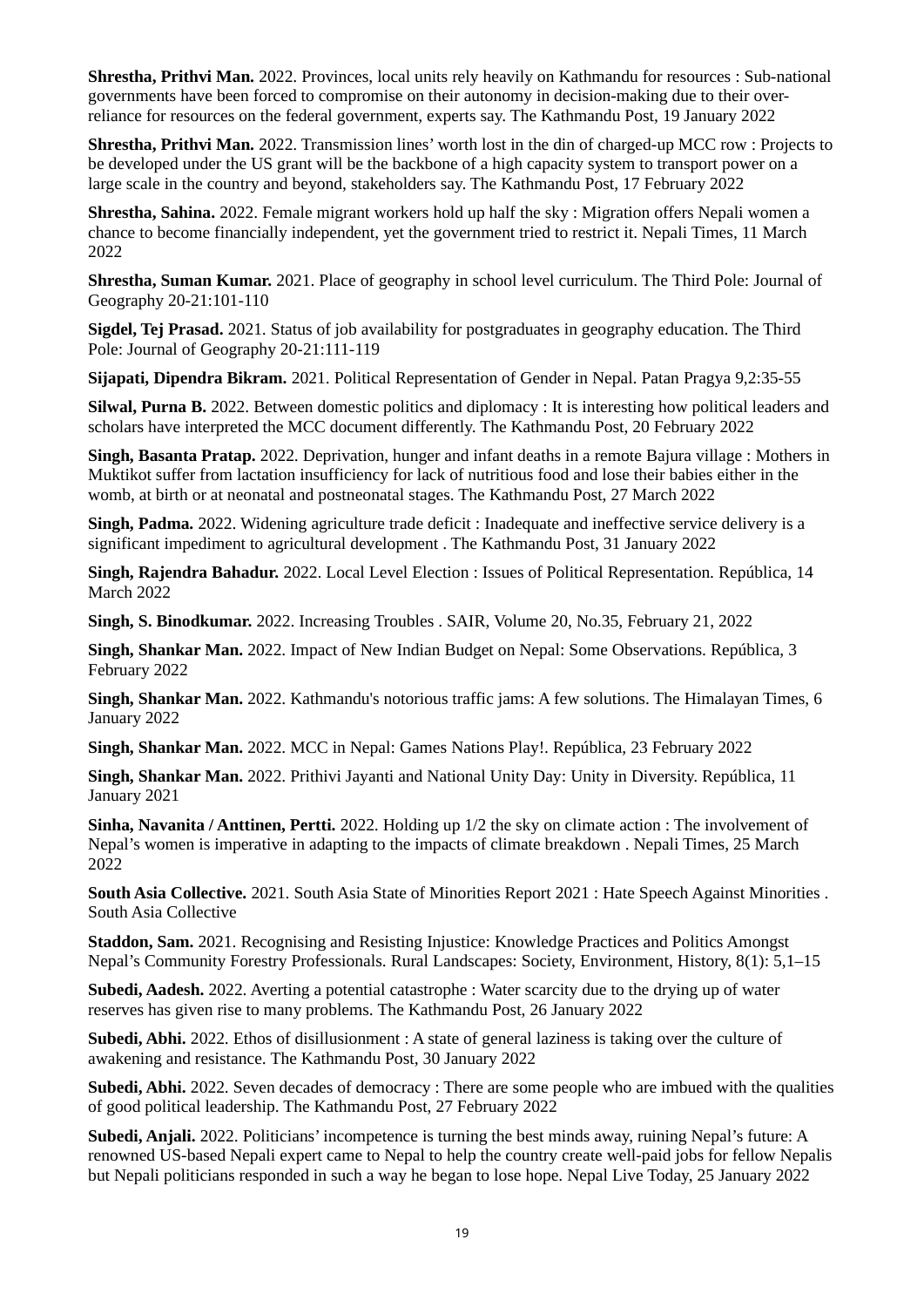**Shrestha, Prithvi Man.** 2022. Provinces, local units rely heavily on Kathmandu for resources : Sub-national governments have been forced to compromise on their autonomy in decision-making due to their over-reliance for resources on the federal government, experts say. The Kathmandu Post, 19 January 2022

**Shrestha, Prithvi Man.** 2022. Transmission lines' worth lost in the din of charged-up MCC row : Projects to be developed under the US grant will be the backbone of a high capacity system to transport power on a large scale in the country and beyond, stakeholders say. The Kathmandu Post, 17 February 2022

**Shrestha, Sahina.** 2022. Female migrant workers hold up half the sky : Migration offers Nepali women a chance to become financially independent, yet the government tried to restrict it. Nepali Times, 11 March 2022

**Shrestha, Suman Kumar.** 2021. Place of geography in school level curriculum. The Third Pole: Journal of Geography 20-21:101-110

**Sigdel, Tej Prasad.** 2021. Status of job availability for postgraduates in geography education. The Third Pole: Journal of Geography 20-21:111-119

**Sijapati, Dipendra Bikram.** 2021. Political Representation of Gender in Nepal. Patan Pragya 9,2:35-55

**Silwal, Purna B.** 2022. Between domestic politics and diplomacy : It is interesting how political leaders and scholars have interpreted the MCC document differently. The Kathmandu Post, 20 February 2022

**Singh, Basanta Pratap.** 2022. Deprivation, hunger and infant deaths in a remote Bajura village : Mothers in Muktikot suffer from lactation insufficiency for lack of nutritious food and lose their babies either in the womb, at birth or at neonatal and postneonatal stages. The Kathmandu Post, 27 March 2022

**Singh, Padma.** 2022. Widening agriculture trade deficit : Inadequate and ineffective service delivery is a significant impediment to agricultural development . The Kathmandu Post, 31 January 2022

**Singh, Rajendra Bahadur.** 2022. Local Level Election : Issues of Political Representation. República, 14 March 2022

**Singh, S. Binodkumar.** 2022. Increasing Troubles . SAIR, Volume 20, No.35, February 21, 2022

**Singh, Shankar Man.** 2022. Impact of New Indian Budget on Nepal: Some Observations. República, 3 February 2022

**Singh, Shankar Man.** 2022. Kathmandu's notorious traffic jams: A few solutions. The Himalayan Times, 6 January 2022

**Singh, Shankar Man.** 2022. MCC in Nepal: Games Nations Play!. República, 23 February 2022

**Singh, Shankar Man.** 2022. Prithivi Jayanti and National Unity Day: Unity in Diversity. República, 11 January 2021

**Sinha, Navanita / Anttinen, Pertti.** 2022. Holding up 1/2 the sky on climate action : The involvement of Nepal's women is imperative in adapting to the impacts of climate breakdown . Nepali Times, 25 March 2022

**South Asia Collective.** 2021. South Asia State of Minorities Report 2021 : Hate Speech Against Minorities . South Asia Collective

**Staddon, Sam.** 2021. Recognising and Resisting Injustice: Knowledge Practices and Politics Amongst Nepal's Community Forestry Professionals. Rural Landscapes: Society, Environment, History, 8(1): 5,1–15

**Subedi, Aadesh.** 2022. Averting a potential catastrophe : Water scarcity due to the drying up of water reserves has given rise to many problems. The Kathmandu Post, 26 January 2022

**Subedi, Abhi.** 2022. Ethos of disillusionment : A state of general laziness is taking over the culture of awakening and resistance. The Kathmandu Post, 30 January 2022

**Subedi, Abhi.** 2022. Seven decades of democracy : There are some people who are imbued with the qualities of good political leadership. The Kathmandu Post, 27 February 2022

**Subedi, Anjali.** 2022. Politicians' incompetence is turning the best minds away, ruining Nepal's future: A renowned US-based Nepali expert came to Nepal to help the country create well-paid jobs for fellow Nepalis but Nepali politicians responded in such a way he began to lose hope. Nepal Live Today, 25 January 2022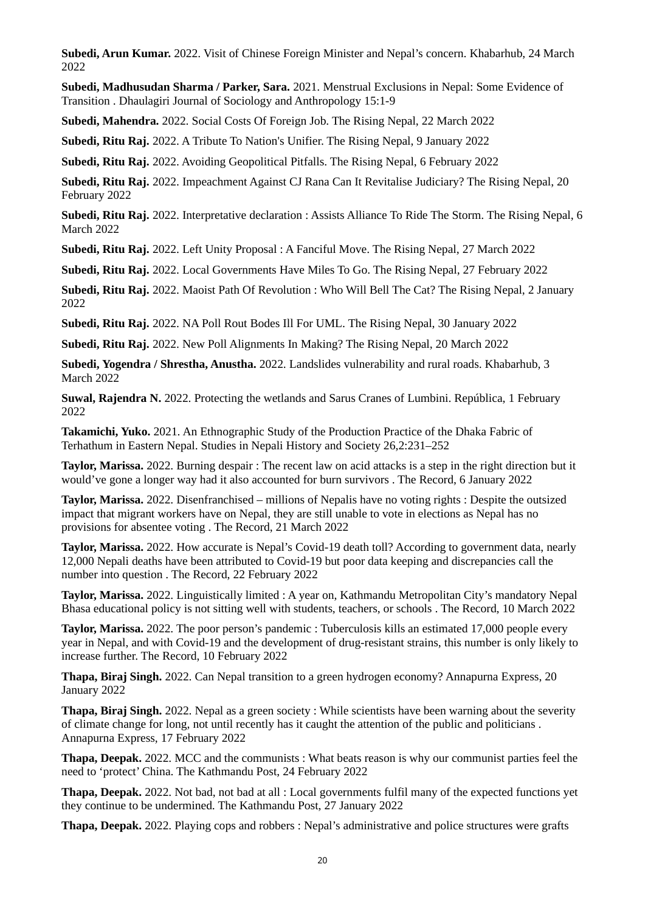**Subedi, Arun Kumar.** 2022. Visit of Chinese Foreign Minister and Nepal's concern. Khabarhub, 24 March 2022

**Subedi, Madhusudan Sharma / Parker, Sara.** 2021. Menstrual Exclusions in Nepal: Some Evidence of Transition . Dhaulagiri Journal of Sociology and Anthropology 15:1-9

**Subedi, Mahendra.** 2022. Social Costs Of Foreign Job. The Rising Nepal, 22 March 2022

**Subedi, Ritu Raj.** 2022. A Tribute To Nation's Unifier. The Rising Nepal, 9 January 2022

**Subedi, Ritu Raj.** 2022. Avoiding Geopolitical Pitfalls. The Rising Nepal, 6 February 2022

**Subedi, Ritu Raj.** 2022. Impeachment Against CJ Rana Can It Revitalise Judiciary? The Rising Nepal, 20 February 2022

**Subedi, Ritu Raj.** 2022. Interpretative declaration : Assists Alliance To Ride The Storm. The Rising Nepal, 6 March 2022

**Subedi, Ritu Raj.** 2022. Left Unity Proposal : A Fanciful Move. The Rising Nepal, 27 March 2022

**Subedi, Ritu Raj.** 2022. Local Governments Have Miles To Go. The Rising Nepal, 27 February 2022

**Subedi, Ritu Raj.** 2022. Maoist Path Of Revolution : Who Will Bell The Cat? The Rising Nepal, 2 January 2022

**Subedi, Ritu Raj.** 2022. NA Poll Rout Bodes Ill For UML. The Rising Nepal, 30 January 2022

**Subedi, Ritu Raj.** 2022. New Poll Alignments In Making? The Rising Nepal, 20 March 2022

**Subedi, Yogendra / Shrestha, Anustha.** 2022. Landslides vulnerability and rural roads. Khabarhub, 3 March 2022

**Suwal, Rajendra N.** 2022. Protecting the wetlands and Sarus Cranes of Lumbini. República, 1 February 2022

**Takamichi, Yuko.** 2021. An Ethnographic Study of the Production Practice of the Dhaka Fabric of Terhathum in Eastern Nepal. Studies in Nepali History and Society 26,2:231–252

**Taylor, Marissa.** 2022. Burning despair : The recent law on acid attacks is a step in the right direction but it would've gone a longer way had it also accounted for burn survivors . The Record, 6 January 2022

**Taylor, Marissa.** 2022. Disenfranchised – millions of Nepalis have no voting rights : Despite the outsized impact that migrant workers have on Nepal, they are still unable to vote in elections as Nepal has no provisions for absentee voting . The Record, 21 March 2022

**Taylor, Marissa.** 2022. How accurate is Nepal's Covid-19 death toll? According to government data, nearly 12,000 Nepali deaths have been attributed to Covid-19 but poor data keeping and discrepancies call the number into question . The Record, 22 February 2022

**Taylor, Marissa.** 2022. Linguistically limited : A year on, Kathmandu Metropolitan City's mandatory Nepal Bhasa educational policy is not sitting well with students, teachers, or schools . The Record, 10 March 2022

**Taylor, Marissa.** 2022. The poor person's pandemic : Tuberculosis kills an estimated 17,000 people every year in Nepal, and with Covid-19 and the development of drug-resistant strains, this number is only likely to increase further. The Record, 10 February 2022

**Thapa, Biraj Singh.** 2022. Can Nepal transition to a green hydrogen economy? Annapurna Express, 20 January 2022

**Thapa, Biraj Singh.** 2022. Nepal as a green society : While scientists have been warning about the severity of climate change for long, not until recently has it caught the attention of the public and politicians . Annapurna Express, 17 February 2022

**Thapa, Deepak.** 2022. MCC and the communists : What beats reason is why our communist parties feel the need to 'protect' China. The Kathmandu Post, 24 February 2022

**Thapa, Deepak.** 2022. Not bad, not bad at all : Local governments fulfil many of the expected functions yet they continue to be undermined. The Kathmandu Post, 27 January 2022

**Thapa, Deepak.** 2022. Playing cops and robbers : Nepal's administrative and police structures were grafts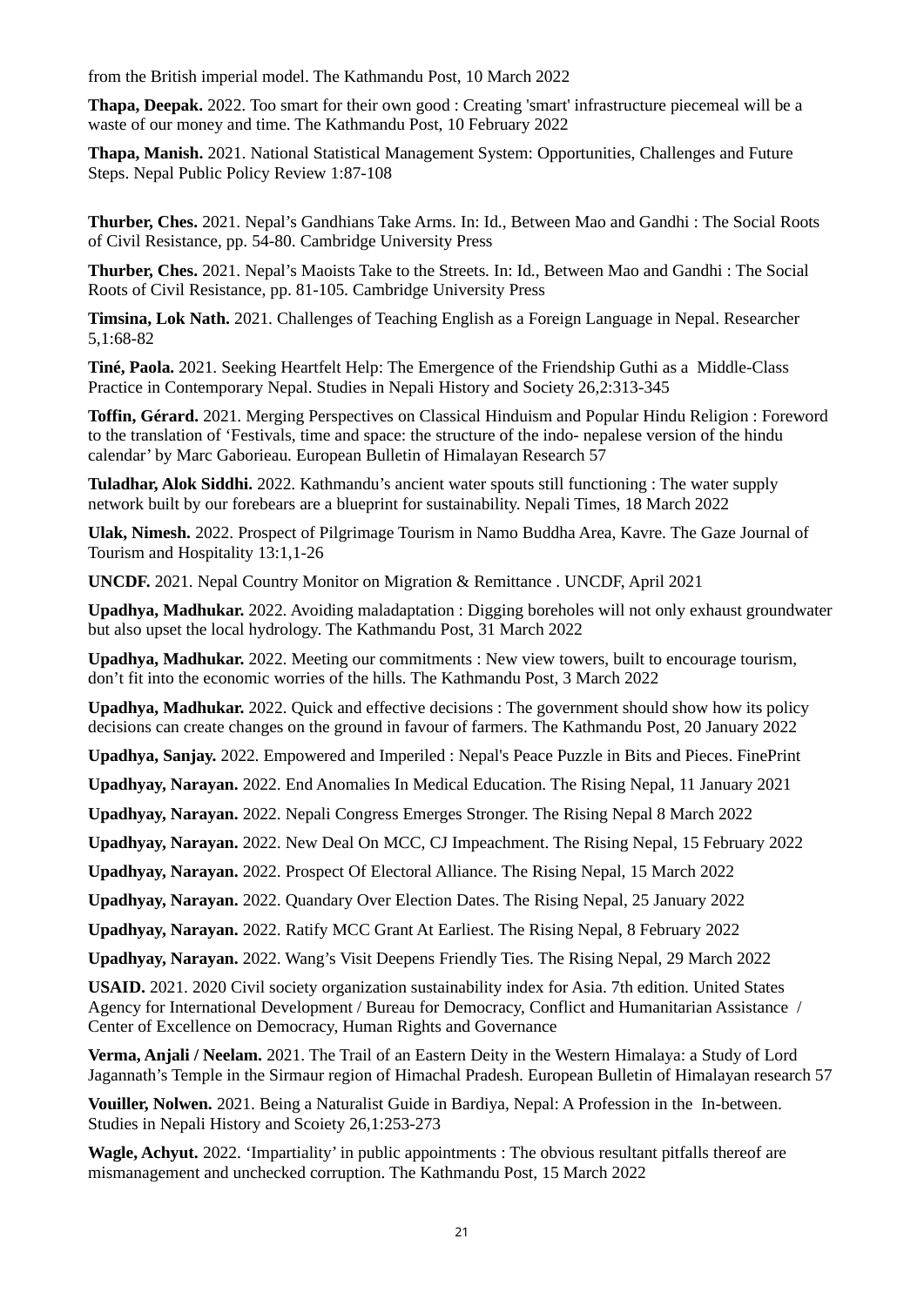from the British imperial model. The Kathmandu Post, 10 March 2022

**Thapa, Deepak.** 2022. Too smart for their own good : Creating 'smart' infrastructure piecemeal will be a waste of our money and time. The Kathmandu Post, 10 February 2022

**Thapa, Manish.** 2021. National Statistical Management System: Opportunities, Challenges and Future Steps. Nepal Public Policy Review 1:87-108

**Thurber, Ches.** 2021. Nepal's Gandhians Take Arms. In: Id., Between Mao and Gandhi : The Social Roots of Civil Resistance, pp. 54-80. Cambridge University Press

**Thurber, Ches.** 2021. Nepal's Maoists Take to the Streets. In: Id., Between Mao and Gandhi : The Social Roots of Civil Resistance, pp. 81-105. Cambridge University Press

**Timsina, Lok Nath.** 2021. Challenges of Teaching English as a Foreign Language in Nepal. Researcher 5,1:68-82

**Tiné, Paola.** 2021. Seeking Heartfelt Help: The Emergence of the Friendship Guthi as a Middle-Class Practice in Contemporary Nepal. Studies in Nepali History and Society 26,2:313-345

**Toffin, Gérard.** 2021. Merging Perspectives on Classical Hinduism and Popular Hindu Religion : Foreword to the translation of 'Festivals, time and space: the structure of the indo- nepalese version of the hindu calendar' by Marc Gaborieau. European Bulletin of Himalayan Research 57

**Tuladhar, Alok Siddhi.** 2022. Kathmandu's ancient water spouts still functioning : The water supply network built by our forebears are a blueprint for sustainability. Nepali Times, 18 March 2022

**Ulak, Nimesh.** 2022. Prospect of Pilgrimage Tourism in Namo Buddha Area, Kavre. The Gaze Journal of Tourism and Hospitality 13:1,1-26

**UNCDF.** 2021. Nepal Country Monitor on Migration & Remittance . UNCDF, April 2021

**Upadhya, Madhukar.** 2022. Avoiding maladaptation : Digging boreholes will not only exhaust groundwater but also upset the local hydrology. The Kathmandu Post, 31 March 2022

**Upadhya, Madhukar.** 2022. Meeting our commitments : New view towers, built to encourage tourism, don't fit into the economic worries of the hills. The Kathmandu Post, 3 March 2022

**Upadhya, Madhukar.** 2022. Quick and effective decisions : The government should show how its policy decisions can create changes on the ground in favour of farmers. The Kathmandu Post, 20 January 2022

**Upadhya, Sanjay.** 2022. Empowered and Imperiled : Nepal's Peace Puzzle in Bits and Pieces. FinePrint

**Upadhyay, Narayan.** 2022. End Anomalies In Medical Education. The Rising Nepal, 11 January 2021

**Upadhyay, Narayan.** 2022. Nepali Congress Emerges Stronger. The Rising Nepal 8 March 2022

**Upadhyay, Narayan.** 2022. New Deal On MCC, CJ Impeachment. The Rising Nepal, 15 February 2022

**Upadhyay, Narayan.** 2022. Prospect Of Electoral Alliance. The Rising Nepal, 15 March 2022

**Upadhyay, Narayan.** 2022. Quandary Over Election Dates. The Rising Nepal, 25 January 2022

**Upadhyay, Narayan.** 2022. Ratify MCC Grant At Earliest. The Rising Nepal, 8 February 2022

**Upadhyay, Narayan.** 2022. Wang's Visit Deepens Friendly Ties. The Rising Nepal, 29 March 2022

**USAID.** 2021. 2020 Civil society organization sustainability index for Asia. 7th edition. United States Agency for International Development / Bureau for Democracy, Conflict and Humanitarian Assistance / Center of Excellence on Democracy, Human Rights and Governance

**Verma, Anjali / Neelam.** 2021. The Trail of an Eastern Deity in the Western Himalaya: a Study of Lord Jagannath's Temple in the Sirmaur region of Himachal Pradesh. European Bulletin of Himalayan research 57

**Vouiller, Nolwen.** 2021. Being a Naturalist Guide in Bardiya, Nepal: A Profession in the In-between. Studies in Nepali History and Scoiety 26,1:253-273

**Wagle, Achyut.** 2022. 'Impartiality' in public appointments : The obvious resultant pitfalls thereof are mismanagement and unchecked corruption. The Kathmandu Post, 15 March 2022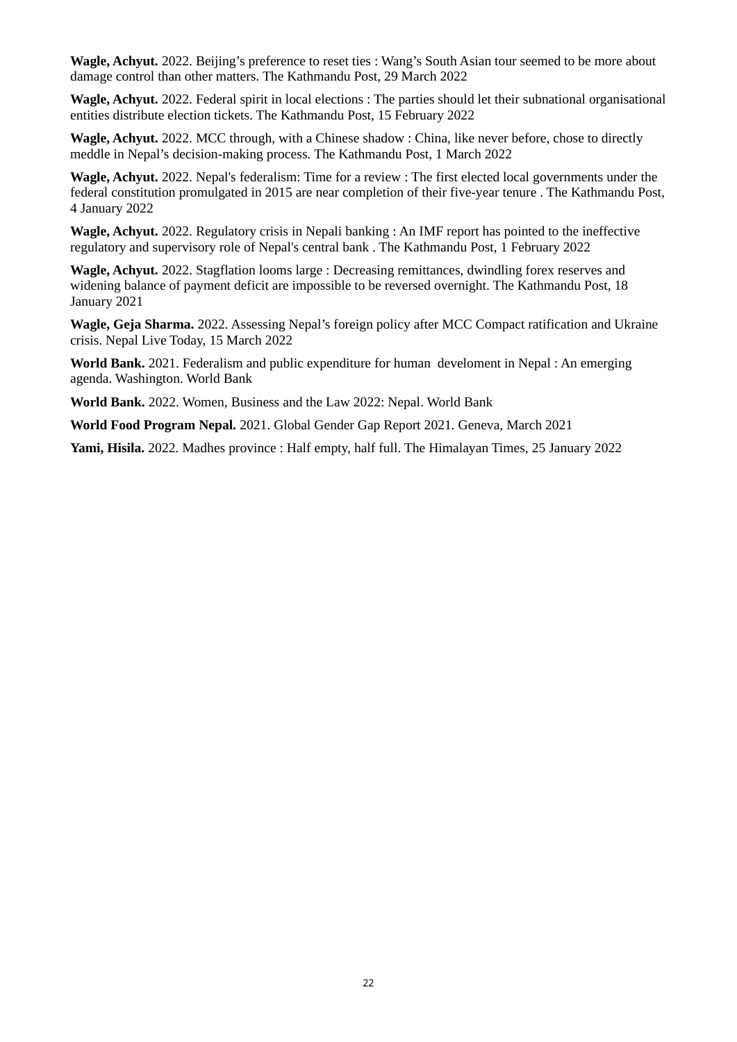**Wagle, Achyut.** 2022. Beijing's preference to reset ties : Wang's South Asian tour seemed to be more about damage control than other matters. The Kathmandu Post, 29 March 2022

**Wagle, Achyut.** 2022. Federal spirit in local elections : The parties should let their subnational organisational entities distribute election tickets. The Kathmandu Post, 15 February 2022

**Wagle, Achyut.** 2022. MCC through, with a Chinese shadow : China, like never before, chose to directly meddle in Nepal's decision-making process. The Kathmandu Post, 1 March 2022

**Wagle, Achyut.** 2022. Nepal's federalism: Time for a review : The first elected local governments under the federal constitution promulgated in 2015 are near completion of their five-year tenure . The Kathmandu Post, 4 January 2022

**Wagle, Achyut.** 2022. Regulatory crisis in Nepali banking : An IMF report has pointed to the ineffective regulatory and supervisory role of Nepal's central bank . The Kathmandu Post, 1 February 2022

**Wagle, Achyut.** 2022. Stagflation looms large : Decreasing remittances, dwindling forex reserves and widening balance of payment deficit are impossible to be reversed overnight. The Kathmandu Post, 18 January 2021

**Wagle, Geja Sharma.** 2022. Assessing Nepal's foreign policy after MCC Compact ratification and Ukraine crisis. Nepal Live Today, 15 March 2022

**World Bank.** 2021. Federalism and public expenditure for human develoment in Nepal : An emerging agenda. Washington. World Bank

**World Bank.** 2022. Women, Business and the Law 2022: Nepal. World Bank

**World Food Program Nepal.** 2021. Global Gender Gap Report 2021. Geneva, March 2021

**Yami, Hisila.** 2022. Madhes province : Half empty, half full. The Himalayan Times, 25 January 2022